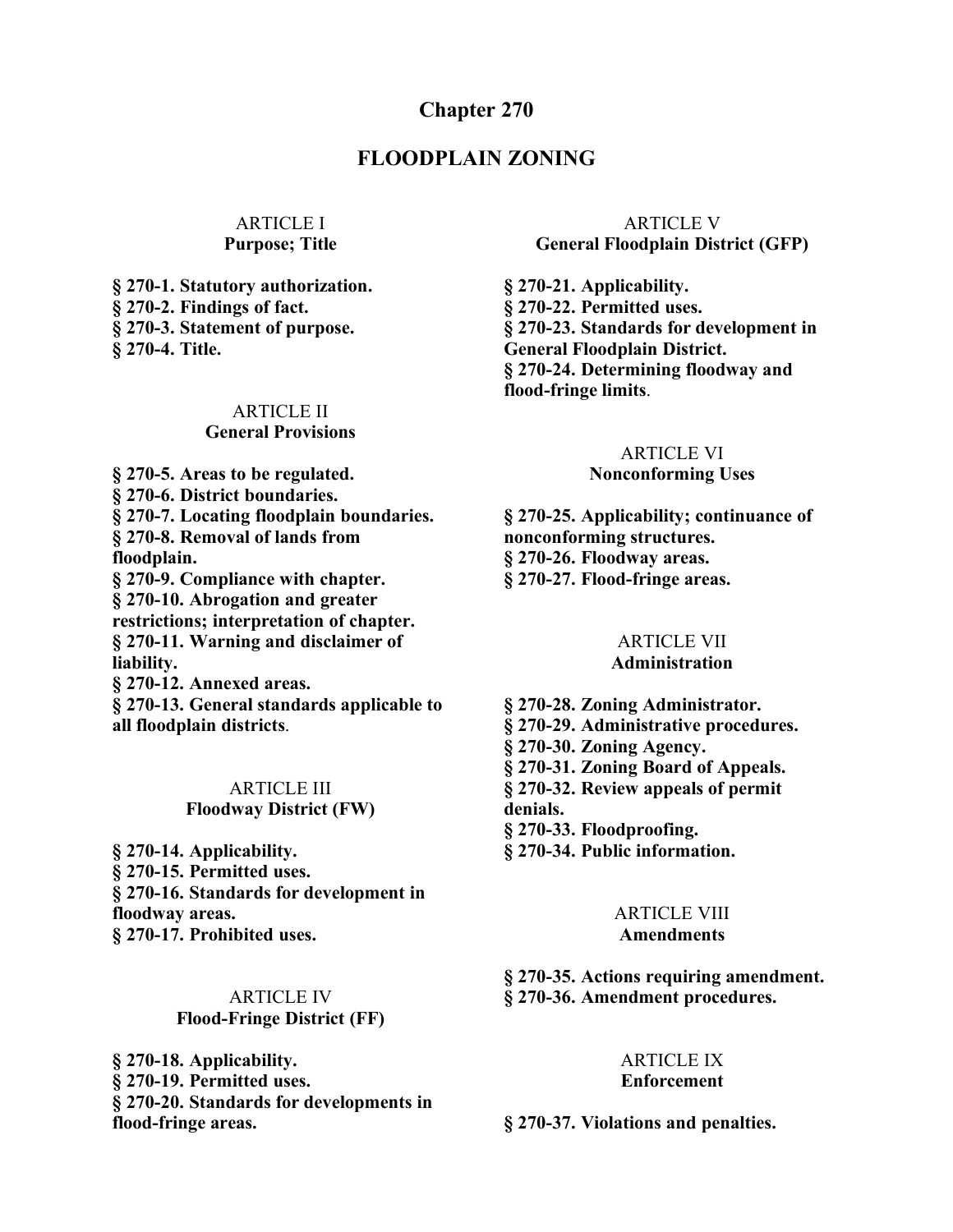# Chapter 270

# FLOODPLAIN ZONING

ARTICLE I
**Purpose; Title**

**§ 270-1. Statutory authorization.**
**§ 270-2. Findings of fact.**
**§ 270-3. Statement of purpose.**
**§ 270-4. Title.**

ARTICLE II
**General Provisions**

**§ 270-5. Areas to be regulated.**
**§ 270-6. District boundaries.**
**§ 270-7. Locating floodplain boundaries.**
**§ 270-8. Removal of lands from floodplain.**
**§ 270-9. Compliance with chapter.**
**§ 270-10. Abrogation and greater restrictions; interpretation of chapter.**
**§ 270-11. Warning and disclaimer of liability.**
**§ 270-12. Annexed areas.**
**§ 270-13. General standards applicable to all floodplain districts.**

ARTICLE III
**Floodway District (FW)**

**§ 270-14. Applicability.**
**§ 270-15. Permitted uses.**
**§ 270-16. Standards for development in floodway areas.**
**§ 270-17. Prohibited uses.**

ARTICLE IV
**Flood-Fringe District (FF)**

**§ 270-18. Applicability.**
**§ 270-19. Permitted uses.**
**§ 270-20. Standards for developments in flood-fringe areas.**

ARTICLE V
**General Floodplain District (GFP)**

**§ 270-21. Applicability.**
**§ 270-22. Permitted uses.**
**§ 270-23. Standards for development in General Floodplain District.**
**§ 270-24. Determining floodway and flood-fringe limits.**

ARTICLE VI
**Nonconforming Uses**

**§ 270-25. Applicability; continuance of nonconforming structures.**
**§ 270-26. Floodway areas.**
**§ 270-27. Flood-fringe areas.**

ARTICLE VII
**Administration**

**§ 270-28. Zoning Administrator.**
**§ 270-29. Administrative procedures.**
**§ 270-30. Zoning Agency.**
**§ 270-31. Zoning Board of Appeals.**
**§ 270-32. Review appeals of permit denials.**
**§ 270-33. Floodproofing.**
**§ 270-34. Public information.**

ARTICLE VIII
**Amendments**

**§ 270-35. Actions requiring amendment.**
**§ 270-36. Amendment procedures.**

ARTICLE IX
**Enforcement**

**§ 270-37. Violations and penalties.**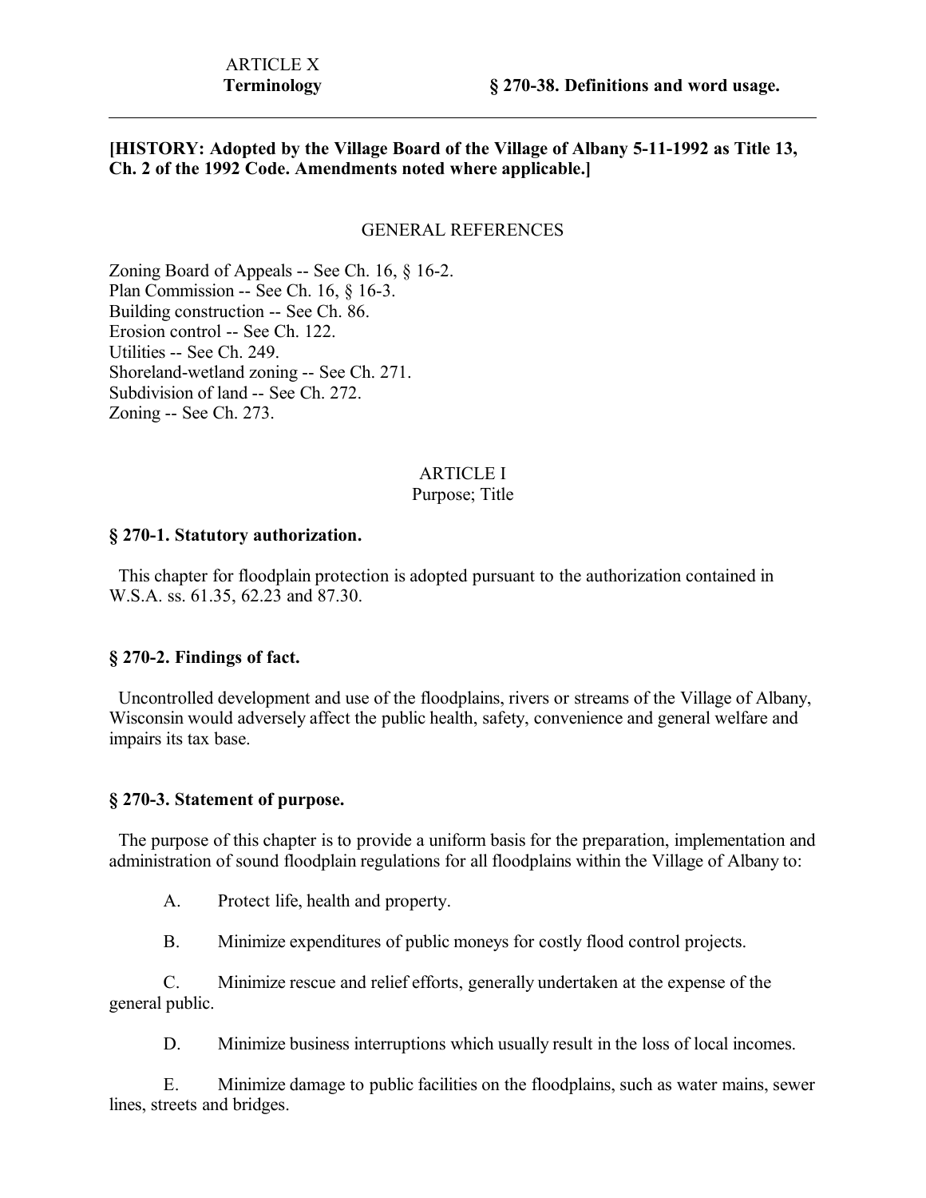**[HISTORY: Adopted by the Village Board of the Village of Albany 5-11-1992 as Title 13, Ch. 2 of the 1992 Code. Amendments noted where applicable.]**

GENERAL REFERENCES

Zoning Board of Appeals -- See Ch. 16, § 16-2.
Plan Commission -- See Ch. 16, § 16-3.
Building construction -- See Ch. 86.
Erosion control -- See Ch. 122.
Utilities -- See Ch. 249.
Shoreland-wetland zoning -- See Ch. 271.
Subdivision of land -- See Ch. 272.
Zoning -- See Ch. 273.

## ARTICLE I
## Purpose; Title

### § 270-1. Statutory authorization.

This chapter for floodplain protection is adopted pursuant to the authorization contained in W.S.A. ss. 61.35, 62.23 and 87.30.

### § 270-2. Findings of fact.

Uncontrolled development and use of the floodplains, rivers or streams of the Village of Albany, Wisconsin would adversely affect the public health, safety, convenience and general welfare and impairs its tax base.

### § 270-3. Statement of purpose.

The purpose of this chapter is to provide a uniform basis for the preparation, implementation and administration of sound floodplain regulations for all floodplains within the Village of Albany to:

A. Protect life, health and property.

B. Minimize expenditures of public moneys for costly flood control projects.

C. Minimize rescue and relief efforts, generally undertaken at the expense of the general public.

D. Minimize business interruptions which usually result in the loss of local incomes.

E. Minimize damage to public facilities on the floodplains, such as water mains, sewer lines, streets and bridges.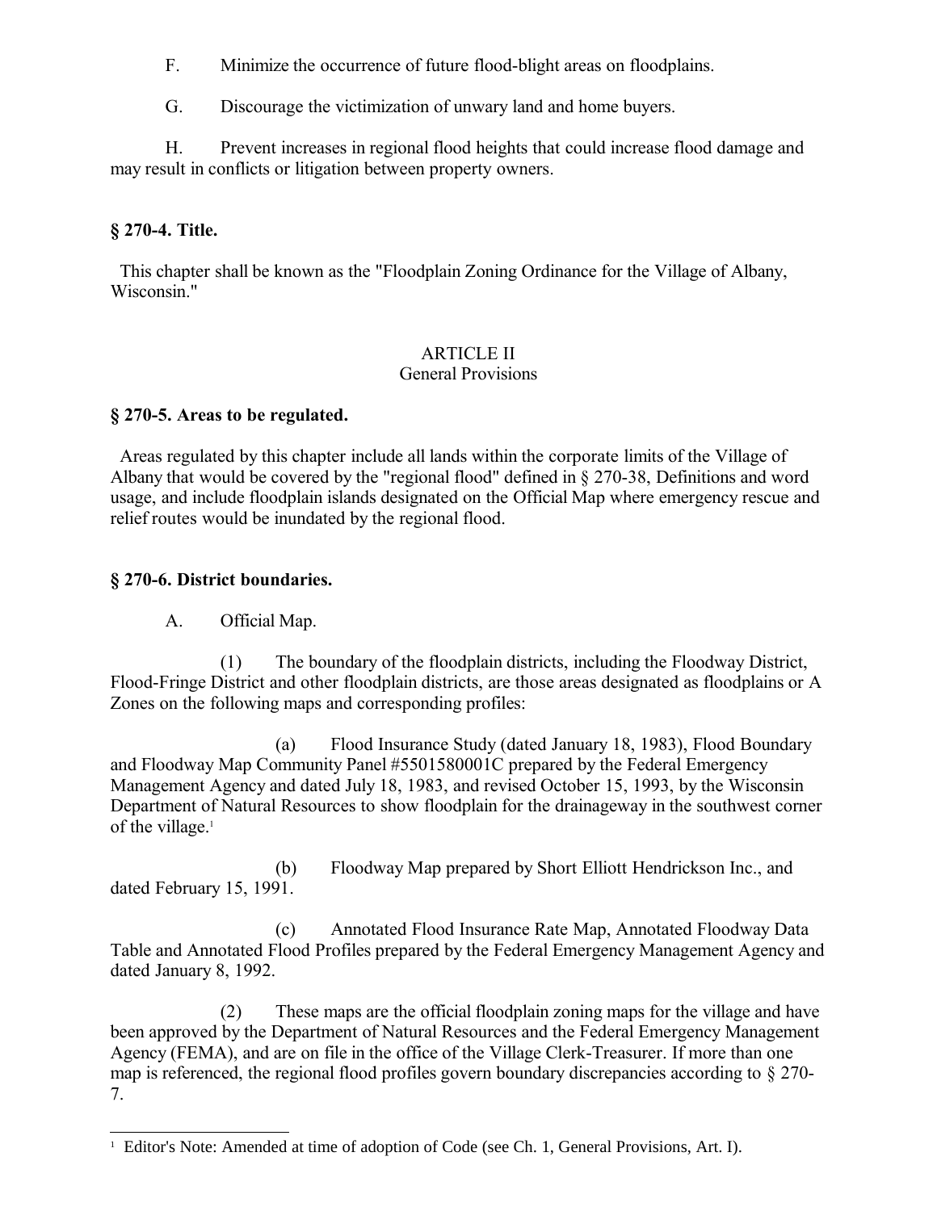F. Minimize the occurrence of future flood-blight areas on floodplains.

G. Discourage the victimization of unwary land and home buyers.

H. Prevent increases in regional flood heights that could increase flood damage and may result in conflicts or litigation between property owners.

### § 270-4. Title.

This chapter shall be known as the "Floodplain Zoning Ordinance for the Village of Albany, Wisconsin."

## ARTICLE II
General Provisions

### § 270-5. Areas to be regulated.

Areas regulated by this chapter include all lands within the corporate limits of the Village of Albany that would be covered by the "regional flood" defined in § 270-38, Definitions and word usage, and include floodplain islands designated on the Official Map where emergency rescue and relief routes would be inundated by the regional flood.

### § 270-6. District boundaries.

A. Official Map.

(1) The boundary of the floodplain districts, including the Floodway District, Flood-Fringe District and other floodplain districts, are those areas designated as floodplains or A Zones on the following maps and corresponding profiles:

(a) Flood Insurance Study (dated January 18, 1983), Flood Boundary and Floodway Map Community Panel #5501580001C prepared by the Federal Emergency Management Agency and dated July 18, 1983, and revised October 15, 1993, by the Wisconsin Department of Natural Resources to show floodplain for the drainageway in the southwest corner of the village.[1]

(b) Floodway Map prepared by Short Elliott Hendrickson Inc., and dated February 15, 1991.

(c) Annotated Flood Insurance Rate Map, Annotated Floodway Data Table and Annotated Flood Profiles prepared by the Federal Emergency Management Agency and dated January 8, 1992.

(2) These maps are the official floodplain zoning maps for the village and have been approved by the Department of Natural Resources and the Federal Emergency Management Agency (FEMA), and are on file in the office of the Village Clerk-Treasurer. If more than one map is referenced, the regional flood profiles govern boundary discrepancies according to § 270-7.

[1] Editor's Note: Amended at time of adoption of Code (see Ch. 1, General Provisions, Art. I).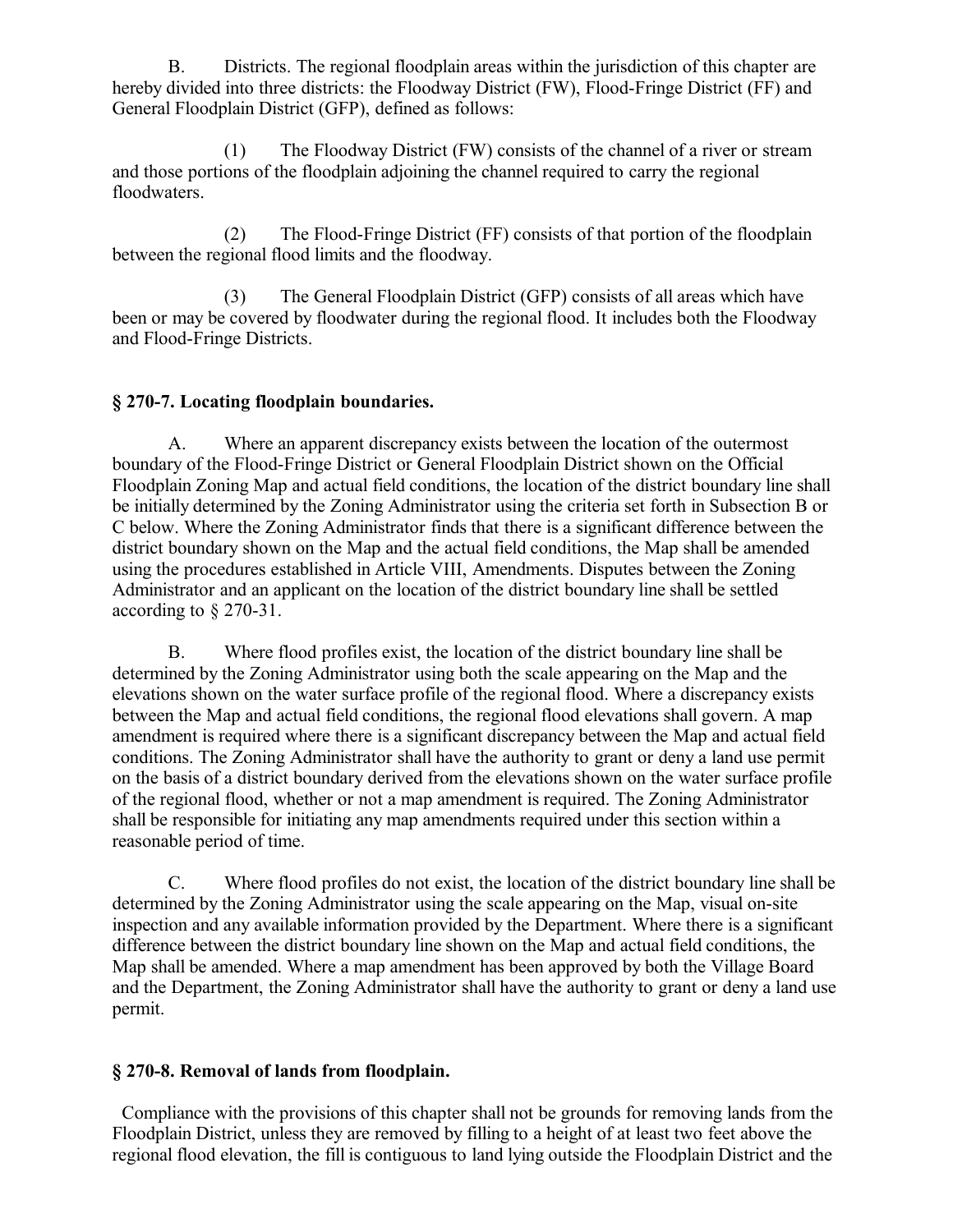B. Districts. The regional floodplain areas within the jurisdiction of this chapter are hereby divided into three districts: the Floodway District (FW), Flood-Fringe District (FF) and General Floodplain District (GFP), defined as follows:

(1) The Floodway District (FW) consists of the channel of a river or stream and those portions of the floodplain adjoining the channel required to carry the regional floodwaters.

(2) The Flood-Fringe District (FF) consists of that portion of the floodplain between the regional flood limits and the floodway.

(3) The General Floodplain District (GFP) consists of all areas which have been or may be covered by floodwater during the regional flood. It includes both the Floodway and Flood-Fringe Districts.

### § 270-7. Locating floodplain boundaries.

A. Where an apparent discrepancy exists between the location of the outermost boundary of the Flood-Fringe District or General Floodplain District shown on the Official Floodplain Zoning Map and actual field conditions, the location of the district boundary line shall be initially determined by the Zoning Administrator using the criteria set forth in Subsection B or C below. Where the Zoning Administrator finds that there is a significant difference between the district boundary shown on the Map and the actual field conditions, the Map shall be amended using the procedures established in Article VIII, Amendments. Disputes between the Zoning Administrator and an applicant on the location of the district boundary line shall be settled according to § 270-31.

B. Where flood profiles exist, the location of the district boundary line shall be determined by the Zoning Administrator using both the scale appearing on the Map and the elevations shown on the water surface profile of the regional flood. Where a discrepancy exists between the Map and actual field conditions, the regional flood elevations shall govern. A map amendment is required where there is a significant discrepancy between the Map and actual field conditions. The Zoning Administrator shall have the authority to grant or deny a land use permit on the basis of a district boundary derived from the elevations shown on the water surface profile of the regional flood, whether or not a map amendment is required. The Zoning Administrator shall be responsible for initiating any map amendments required under this section within a reasonable period of time.

C. Where flood profiles do not exist, the location of the district boundary line shall be determined by the Zoning Administrator using the scale appearing on the Map, visual on-site inspection and any available information provided by the Department. Where there is a significant difference between the district boundary line shown on the Map and actual field conditions, the Map shall be amended. Where a map amendment has been approved by both the Village Board and the Department, the Zoning Administrator shall have the authority to grant or deny a land use permit.

### § 270-8. Removal of lands from floodplain.

Compliance with the provisions of this chapter shall not be grounds for removing lands from the Floodplain District, unless they are removed by filling to a height of at least two feet above the regional flood elevation, the fill is contiguous to land lying outside the Floodplain District and the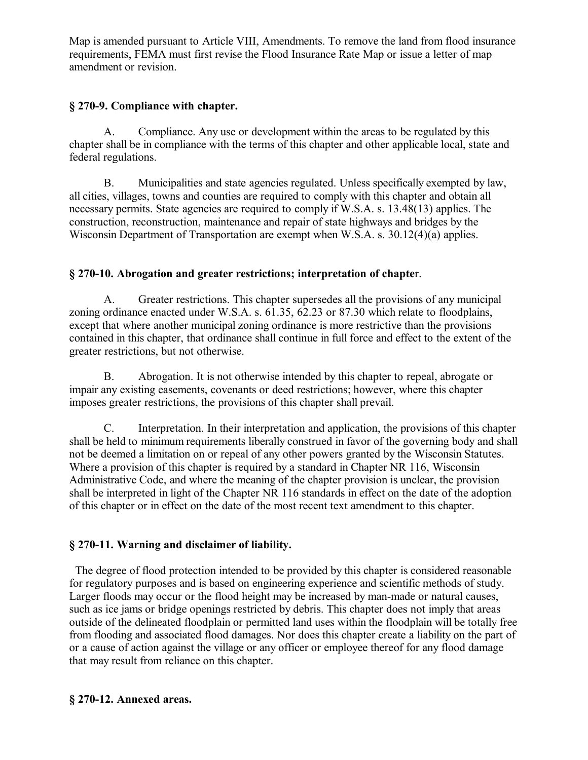Map is amended pursuant to Article VIII, Amendments. To remove the land from flood insurance requirements, FEMA must first revise the Flood Insurance Rate Map or issue a letter of map amendment or revision.

### § 270-9. Compliance with chapter.

A. Compliance. Any use or development within the areas to be regulated by this chapter shall be in compliance with the terms of this chapter and other applicable local, state and federal regulations.

B. Municipalities and state agencies regulated. Unless specifically exempted by law, all cities, villages, towns and counties are required to comply with this chapter and obtain all necessary permits. State agencies are required to comply if W.S.A. s. 13.48(13) applies. The construction, reconstruction, maintenance and repair of state highways and bridges by the Wisconsin Department of Transportation are exempt when W.S.A. s. 30.12(4)(a) applies.

### § 270-10. Abrogation and greater restrictions; interpretation of chapter.

A. Greater restrictions. This chapter supersedes all the provisions of any municipal zoning ordinance enacted under W.S.A. s. 61.35, 62.23 or 87.30 which relate to floodplains, except that where another municipal zoning ordinance is more restrictive than the provisions contained in this chapter, that ordinance shall continue in full force and effect to the extent of the greater restrictions, but not otherwise.

B. Abrogation. It is not otherwise intended by this chapter to repeal, abrogate or impair any existing easements, covenants or deed restrictions; however, where this chapter imposes greater restrictions, the provisions of this chapter shall prevail.

C. Interpretation. In their interpretation and application, the provisions of this chapter shall be held to minimum requirements liberally construed in favor of the governing body and shall not be deemed a limitation on or repeal of any other powers granted by the Wisconsin Statutes. Where a provision of this chapter is required by a standard in Chapter NR 116, Wisconsin Administrative Code, and where the meaning of the chapter provision is unclear, the provision shall be interpreted in light of the Chapter NR 116 standards in effect on the date of the adoption of this chapter or in effect on the date of the most recent text amendment to this chapter.

### § 270-11. Warning and disclaimer of liability.

The degree of flood protection intended to be provided by this chapter is considered reasonable for regulatory purposes and is based on engineering experience and scientific methods of study. Larger floods may occur or the flood height may be increased by man-made or natural causes, such as ice jams or bridge openings restricted by debris. This chapter does not imply that areas outside of the delineated floodplain or permitted land uses within the floodplain will be totally free from flooding and associated flood damages. Nor does this chapter create a liability on the part of or a cause of action against the village or any officer or employee thereof for any flood damage that may result from reliance on this chapter.

### § 270-12. Annexed areas.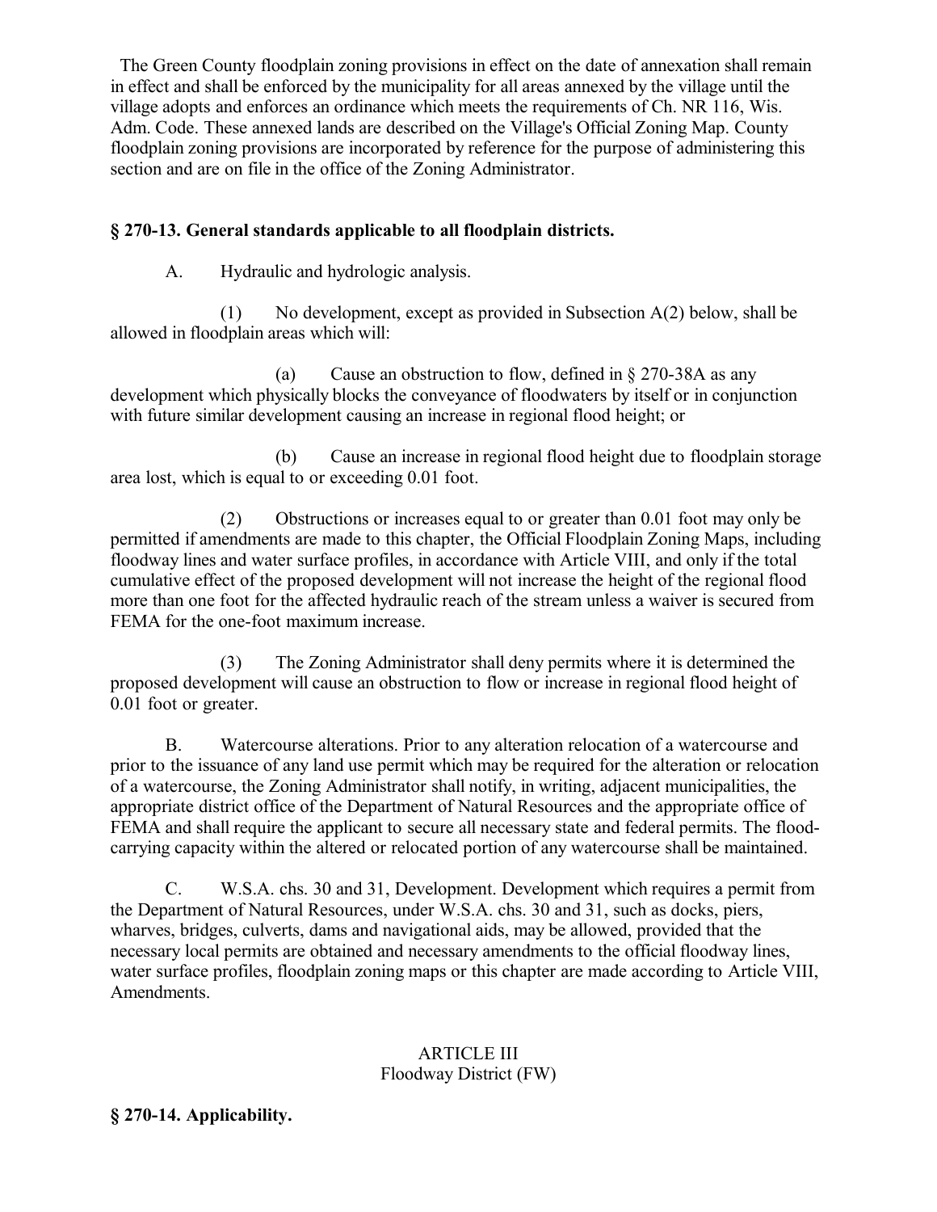The Green County floodplain zoning provisions in effect on the date of annexation shall remain in effect and shall be enforced by the municipality for all areas annexed by the village until the village adopts and enforces an ordinance which meets the requirements of Ch. NR 116, Wis. Adm. Code. These annexed lands are described on the Village's Official Zoning Map. County floodplain zoning provisions are incorporated by reference for the purpose of administering this section and are on file in the office of the Zoning Administrator.

### § 270-13. General standards applicable to all floodplain districts.

A. Hydraulic and hydrologic analysis.

(1) No development, except as provided in Subsection A(2) below, shall be allowed in floodplain areas which will:

(a) Cause an obstruction to flow, defined in § 270-38A as any development which physically blocks the conveyance of floodwaters by itself or in conjunction with future similar development causing an increase in regional flood height; or

(b) Cause an increase in regional flood height due to floodplain storage area lost, which is equal to or exceeding 0.01 foot.

(2) Obstructions or increases equal to or greater than 0.01 foot may only be permitted if amendments are made to this chapter, the Official Floodplain Zoning Maps, including floodway lines and water surface profiles, in accordance with Article VIII, and only if the total cumulative effect of the proposed development will not increase the height of the regional flood more than one foot for the affected hydraulic reach of the stream unless a waiver is secured from FEMA for the one-foot maximum increase.

(3) The Zoning Administrator shall deny permits where it is determined the proposed development will cause an obstruction to flow or increase in regional flood height of 0.01 foot or greater.

B. Watercourse alterations. Prior to any alteration relocation of a watercourse and prior to the issuance of any land use permit which may be required for the alteration or relocation of a watercourse, the Zoning Administrator shall notify, in writing, adjacent municipalities, the appropriate district office of the Department of Natural Resources and the appropriate office of FEMA and shall require the applicant to secure all necessary state and federal permits. The flood-carrying capacity within the altered or relocated portion of any watercourse shall be maintained.

C. W.S.A. chs. 30 and 31, Development. Development which requires a permit from the Department of Natural Resources, under W.S.A. chs. 30 and 31, such as docks, piers, wharves, bridges, culverts, dams and navigational aids, may be allowed, provided that the necessary local permits are obtained and necessary amendments to the official floodway lines, water surface profiles, floodplain zoning maps or this chapter are made according to Article VIII, Amendments.

## ARTICLE III
## Floodway District (FW)

### § 270-14. Applicability.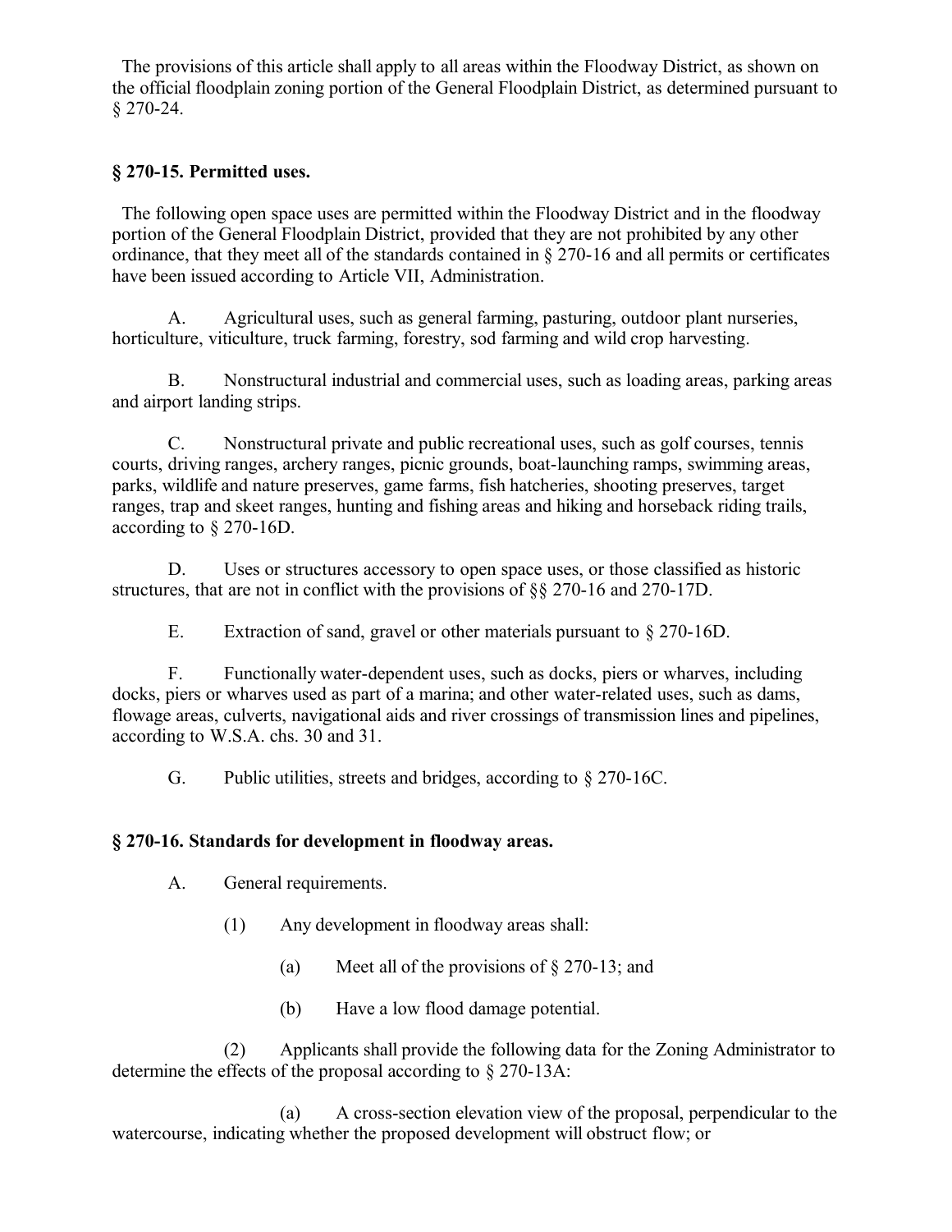The provisions of this article shall apply to all areas within the Floodway District, as shown on the official floodplain zoning portion of the General Floodplain District, as determined pursuant to § 270-24.

### § 270-15. Permitted uses.

The following open space uses are permitted within the Floodway District and in the floodway portion of the General Floodplain District, provided that they are not prohibited by any other ordinance, that they meet all of the standards contained in § 270-16 and all permits or certificates have been issued according to Article VII, Administration.

A. Agricultural uses, such as general farming, pasturing, outdoor plant nurseries, horticulture, viticulture, truck farming, forestry, sod farming and wild crop harvesting.

B. Nonstructural industrial and commercial uses, such as loading areas, parking areas and airport landing strips.

C. Nonstructural private and public recreational uses, such as golf courses, tennis courts, driving ranges, archery ranges, picnic grounds, boat-launching ramps, swimming areas, parks, wildlife and nature preserves, game farms, fish hatcheries, shooting preserves, target ranges, trap and skeet ranges, hunting and fishing areas and hiking and horseback riding trails, according to § 270-16D.

D. Uses or structures accessory to open space uses, or those classified as historic structures, that are not in conflict with the provisions of §§ 270-16 and 270-17D.

E. Extraction of sand, gravel or other materials pursuant to § 270-16D.

F. Functionally water-dependent uses, such as docks, piers or wharves, including docks, piers or wharves used as part of a marina; and other water-related uses, such as dams, flowage areas, culverts, navigational aids and river crossings of transmission lines and pipelines, according to W.S.A. chs. 30 and 31.

G. Public utilities, streets and bridges, according to § 270-16C.

### § 270-16. Standards for development in floodway areas.

A. General requirements.

(1) Any development in floodway areas shall:

(a) Meet all of the provisions of § 270-13; and

(b) Have a low flood damage potential.

(2) Applicants shall provide the following data for the Zoning Administrator to determine the effects of the proposal according to § 270-13A:

(a) A cross-section elevation view of the proposal, perpendicular to the watercourse, indicating whether the proposed development will obstruct flow; or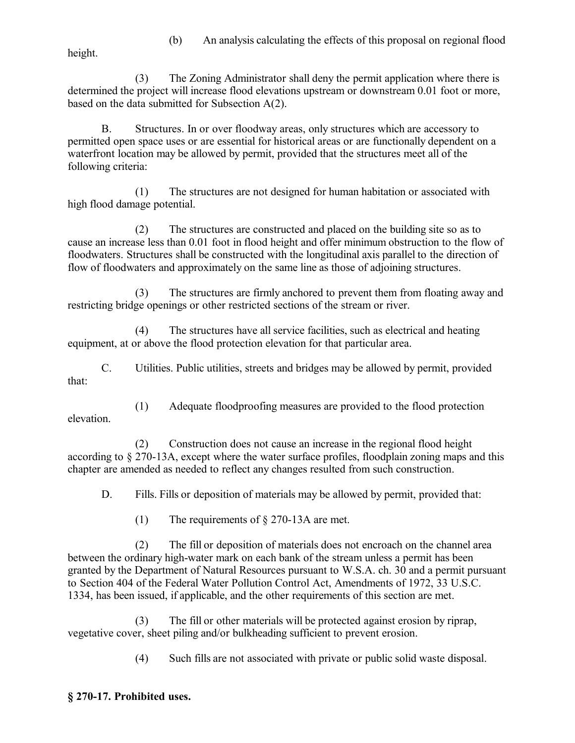(b) An analysis calculating the effects of this proposal on regional flood height.

(3) The Zoning Administrator shall deny the permit application where there is determined the project will increase flood elevations upstream or downstream 0.01 foot or more, based on the data submitted for Subsection A(2).

B. Structures. In or over floodway areas, only structures which are accessory to permitted open space uses or are essential for historical areas or are functionally dependent on a waterfront location may be allowed by permit, provided that the structures meet all of the following criteria:

(1) The structures are not designed for human habitation or associated with high flood damage potential.

(2) The structures are constructed and placed on the building site so as to cause an increase less than 0.01 foot in flood height and offer minimum obstruction to the flow of floodwaters. Structures shall be constructed with the longitudinal axis parallel to the direction of flow of floodwaters and approximately on the same line as those of adjoining structures.

(3) The structures are firmly anchored to prevent them from floating away and restricting bridge openings or other restricted sections of the stream or river.

(4) The structures have all service facilities, such as electrical and heating equipment, at or above the flood protection elevation for that particular area.

C. Utilities. Public utilities, streets and bridges may be allowed by permit, provided that:

(1) Adequate floodproofing measures are provided to the flood protection elevation.

(2) Construction does not cause an increase in the regional flood height according to § 270-13A, except where the water surface profiles, floodplain zoning maps and this chapter are amended as needed to reflect any changes resulted from such construction.

D. Fills. Fills or deposition of materials may be allowed by permit, provided that:

(1) The requirements of § 270-13A are met.

(2) The fill or deposition of materials does not encroach on the channel area between the ordinary high-water mark on each bank of the stream unless a permit has been granted by the Department of Natural Resources pursuant to W.S.A. ch. 30 and a permit pursuant to Section 404 of the Federal Water Pollution Control Act, Amendments of 1972, 33 U.S.C. 1334, has been issued, if applicable, and the other requirements of this section are met.

(3) The fill or other materials will be protected against erosion by riprap, vegetative cover, sheet piling and/or bulkheading sufficient to prevent erosion.

(4) Such fills are not associated with private or public solid waste disposal.

## § 270-17. Prohibited uses.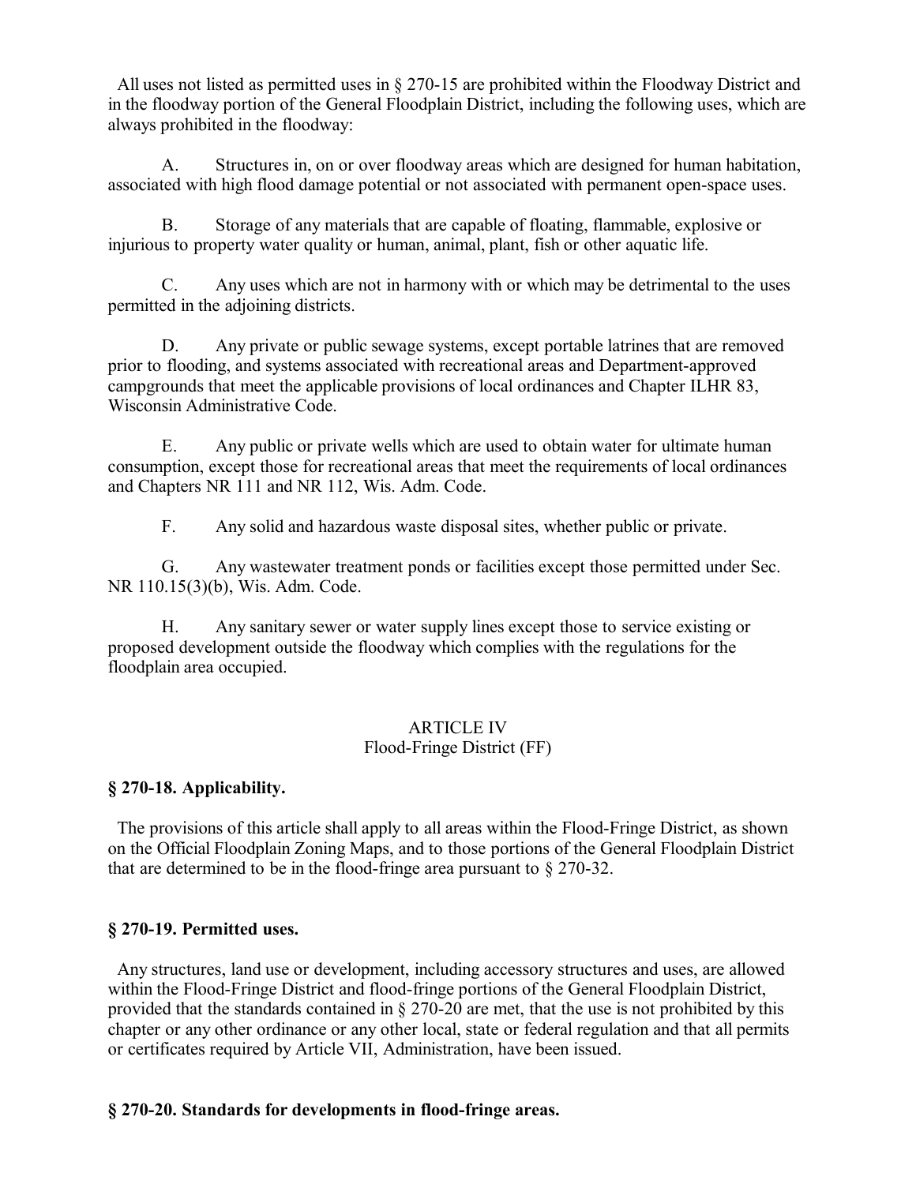All uses not listed as permitted uses in § 270-15 are prohibited within the Floodway District and in the floodway portion of the General Floodplain District, including the following uses, which are always prohibited in the floodway:

A. Structures in, on or over floodway areas which are designed for human habitation, associated with high flood damage potential or not associated with permanent open-space uses.

B. Storage of any materials that are capable of floating, flammable, explosive or injurious to property water quality or human, animal, plant, fish or other aquatic life.

C. Any uses which are not in harmony with or which may be detrimental to the uses permitted in the adjoining districts.

D. Any private or public sewage systems, except portable latrines that are removed prior to flooding, and systems associated with recreational areas and Department-approved campgrounds that meet the applicable provisions of local ordinances and Chapter ILHR 83, Wisconsin Administrative Code.

E. Any public or private wells which are used to obtain water for ultimate human consumption, except those for recreational areas that meet the requirements of local ordinances and Chapters NR 111 and NR 112, Wis. Adm. Code.

F. Any solid and hazardous waste disposal sites, whether public or private.

G. Any wastewater treatment ponds or facilities except those permitted under Sec. NR 110.15(3)(b), Wis. Adm. Code.

H. Any sanitary sewer or water supply lines except those to service existing or proposed development outside the floodway which complies with the regulations for the floodplain area occupied.

## ARTICLE IV
## Flood-Fringe District (FF)

### § 270-18. Applicability.

The provisions of this article shall apply to all areas within the Flood-Fringe District, as shown on the Official Floodplain Zoning Maps, and to those portions of the General Floodplain District that are determined to be in the flood-fringe area pursuant to § 270-32.

### § 270-19. Permitted uses.

Any structures, land use or development, including accessory structures and uses, are allowed within the Flood-Fringe District and flood-fringe portions of the General Floodplain District, provided that the standards contained in § 270-20 are met, that the use is not prohibited by this chapter or any other ordinance or any other local, state or federal regulation and that all permits or certificates required by Article VII, Administration, have been issued.

### § 270-20. Standards for developments in flood-fringe areas.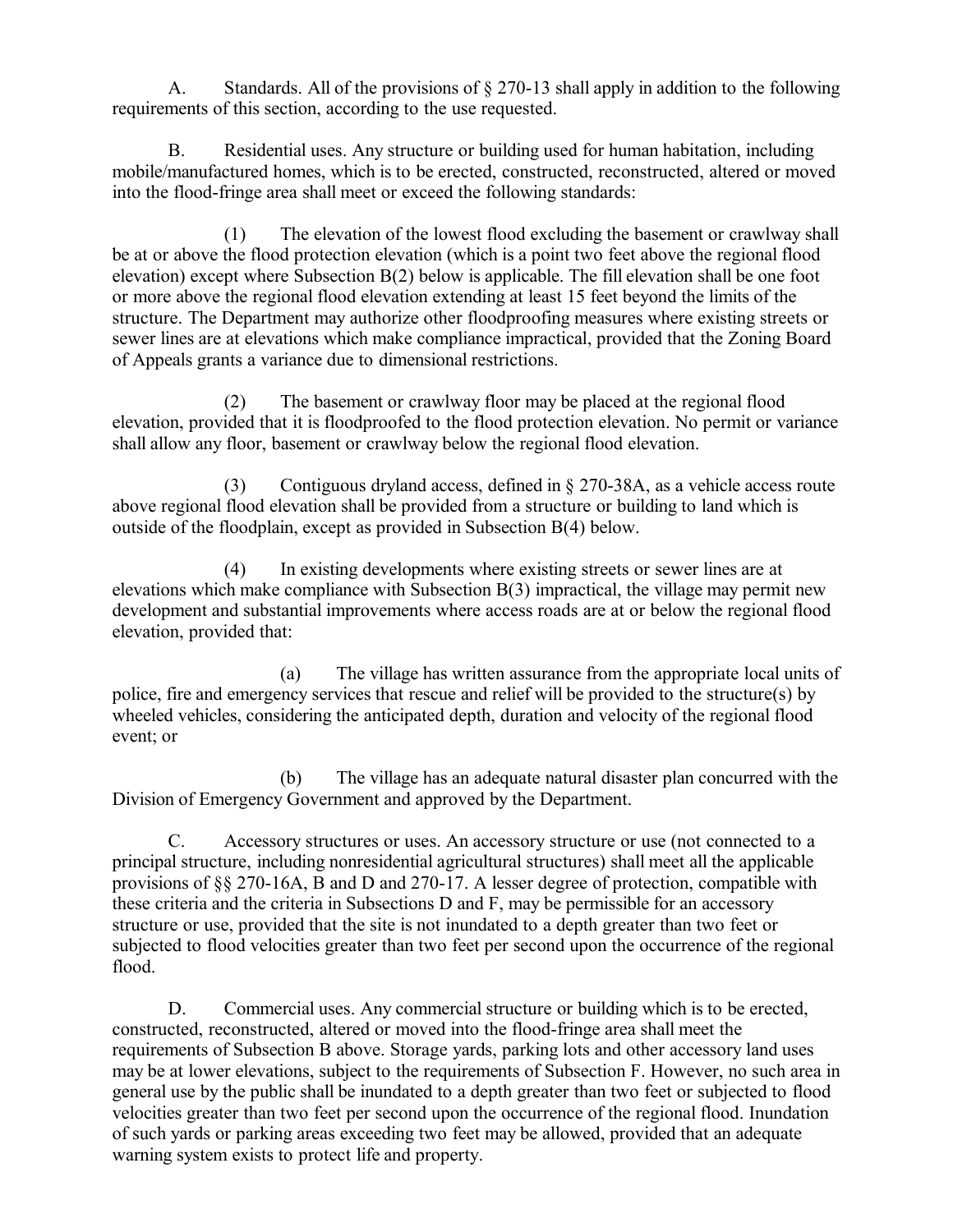A. Standards. All of the provisions of § 270-13 shall apply in addition to the following requirements of this section, according to the use requested.

B. Residential uses. Any structure or building used for human habitation, including mobile/manufactured homes, which is to be erected, constructed, reconstructed, altered or moved into the flood-fringe area shall meet or exceed the following standards:

(1) The elevation of the lowest flood excluding the basement or crawlway shall be at or above the flood protection elevation (which is a point two feet above the regional flood elevation) except where Subsection B(2) below is applicable. The fill elevation shall be one foot or more above the regional flood elevation extending at least 15 feet beyond the limits of the structure. The Department may authorize other floodproofing measures where existing streets or sewer lines are at elevations which make compliance impractical, provided that the Zoning Board of Appeals grants a variance due to dimensional restrictions.

(2) The basement or crawlway floor may be placed at the regional flood elevation, provided that it is floodproofed to the flood protection elevation. No permit or variance shall allow any floor, basement or crawlway below the regional flood elevation.

(3) Contiguous dryland access, defined in § 270-38A, as a vehicle access route above regional flood elevation shall be provided from a structure or building to land which is outside of the floodplain, except as provided in Subsection B(4) below.

(4) In existing developments where existing streets or sewer lines are at elevations which make compliance with Subsection B(3) impractical, the village may permit new development and substantial improvements where access roads are at or below the regional flood elevation, provided that:

(a) The village has written assurance from the appropriate local units of police, fire and emergency services that rescue and relief will be provided to the structure(s) by wheeled vehicles, considering the anticipated depth, duration and velocity of the regional flood event; or

(b) The village has an adequate natural disaster plan concurred with the Division of Emergency Government and approved by the Department.

C. Accessory structures or uses. An accessory structure or use (not connected to a principal structure, including nonresidential agricultural structures) shall meet all the applicable provisions of §§ 270-16A, B and D and 270-17. A lesser degree of protection, compatible with these criteria and the criteria in Subsections D and F, may be permissible for an accessory structure or use, provided that the site is not inundated to a depth greater than two feet or subjected to flood velocities greater than two feet per second upon the occurrence of the regional flood.

D. Commercial uses. Any commercial structure or building which is to be erected, constructed, reconstructed, altered or moved into the flood-fringe area shall meet the requirements of Subsection B above. Storage yards, parking lots and other accessory land uses may be at lower elevations, subject to the requirements of Subsection F. However, no such area in general use by the public shall be inundated to a depth greater than two feet or subjected to flood velocities greater than two feet per second upon the occurrence of the regional flood. Inundation of such yards or parking areas exceeding two feet may be allowed, provided that an adequate warning system exists to protect life and property.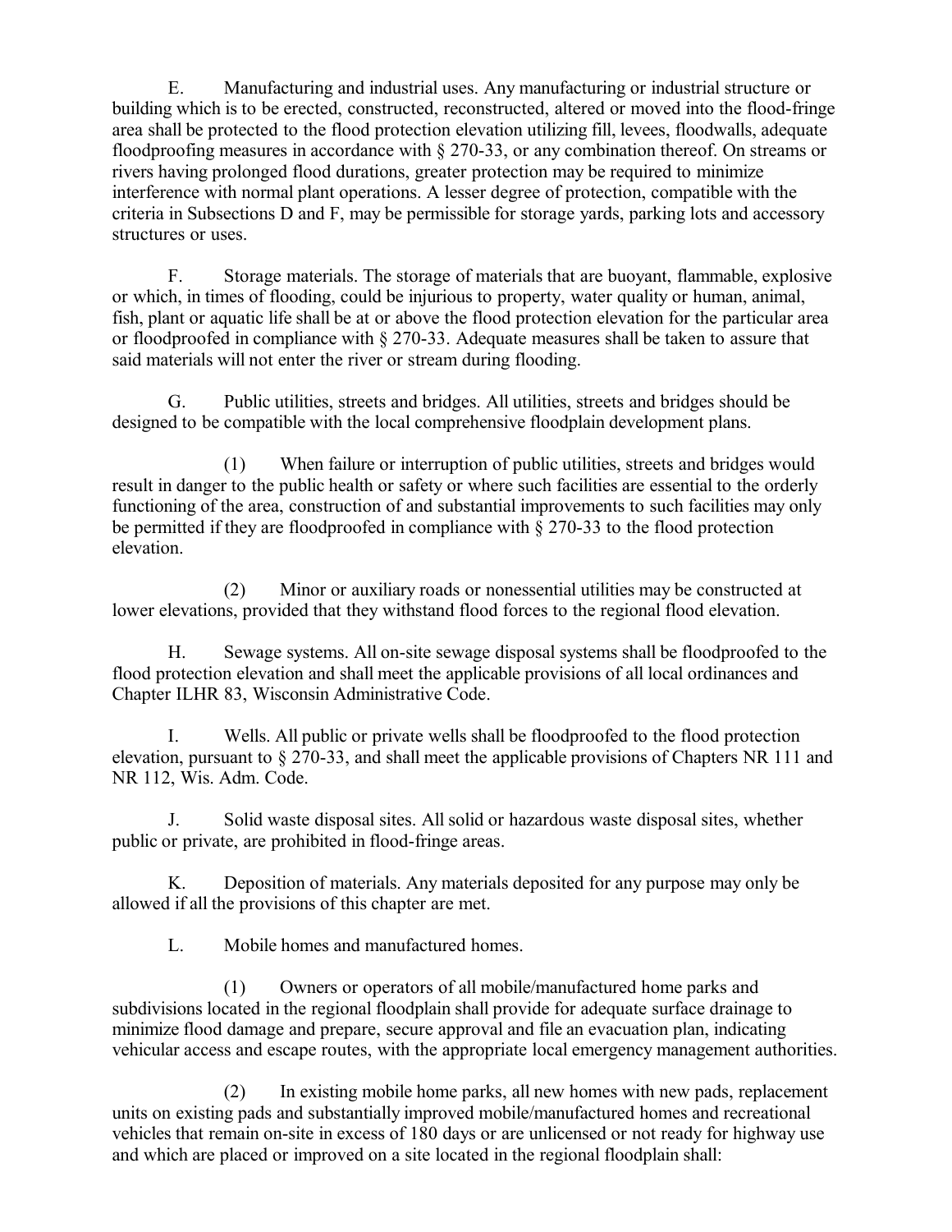E. Manufacturing and industrial uses. Any manufacturing or industrial structure or building which is to be erected, constructed, reconstructed, altered or moved into the flood-fringe area shall be protected to the flood protection elevation utilizing fill, levees, floodwalls, adequate floodproofing measures in accordance with § 270-33, or any combination thereof. On streams or rivers having prolonged flood durations, greater protection may be required to minimize interference with normal plant operations. A lesser degree of protection, compatible with the criteria in Subsections D and F, may be permissible for storage yards, parking lots and accessory structures or uses.

F. Storage materials. The storage of materials that are buoyant, flammable, explosive or which, in times of flooding, could be injurious to property, water quality or human, animal, fish, plant or aquatic life shall be at or above the flood protection elevation for the particular area or floodproofed in compliance with § 270-33. Adequate measures shall be taken to assure that said materials will not enter the river or stream during flooding.

G. Public utilities, streets and bridges. All utilities, streets and bridges should be designed to be compatible with the local comprehensive floodplain development plans.

(1) When failure or interruption of public utilities, streets and bridges would result in danger to the public health or safety or where such facilities are essential to the orderly functioning of the area, construction of and substantial improvements to such facilities may only be permitted if they are floodproofed in compliance with § 270-33 to the flood protection elevation.

(2) Minor or auxiliary roads or nonessential utilities may be constructed at lower elevations, provided that they withstand flood forces to the regional flood elevation.

H. Sewage systems. All on-site sewage disposal systems shall be floodproofed to the flood protection elevation and shall meet the applicable provisions of all local ordinances and Chapter ILHR 83, Wisconsin Administrative Code.

I. Wells. All public or private wells shall be floodproofed to the flood protection elevation, pursuant to § 270-33, and shall meet the applicable provisions of Chapters NR 111 and NR 112, Wis. Adm. Code.

J. Solid waste disposal sites. All solid or hazardous waste disposal sites, whether public or private, are prohibited in flood-fringe areas.

K. Deposition of materials. Any materials deposited for any purpose may only be allowed if all the provisions of this chapter are met.

L. Mobile homes and manufactured homes.

(1) Owners or operators of all mobile/manufactured home parks and subdivisions located in the regional floodplain shall provide for adequate surface drainage to minimize flood damage and prepare, secure approval and file an evacuation plan, indicating vehicular access and escape routes, with the appropriate local emergency management authorities.

(2) In existing mobile home parks, all new homes with new pads, replacement units on existing pads and substantially improved mobile/manufactured homes and recreational vehicles that remain on-site in excess of 180 days or are unlicensed or not ready for highway use and which are placed or improved on a site located in the regional floodplain shall: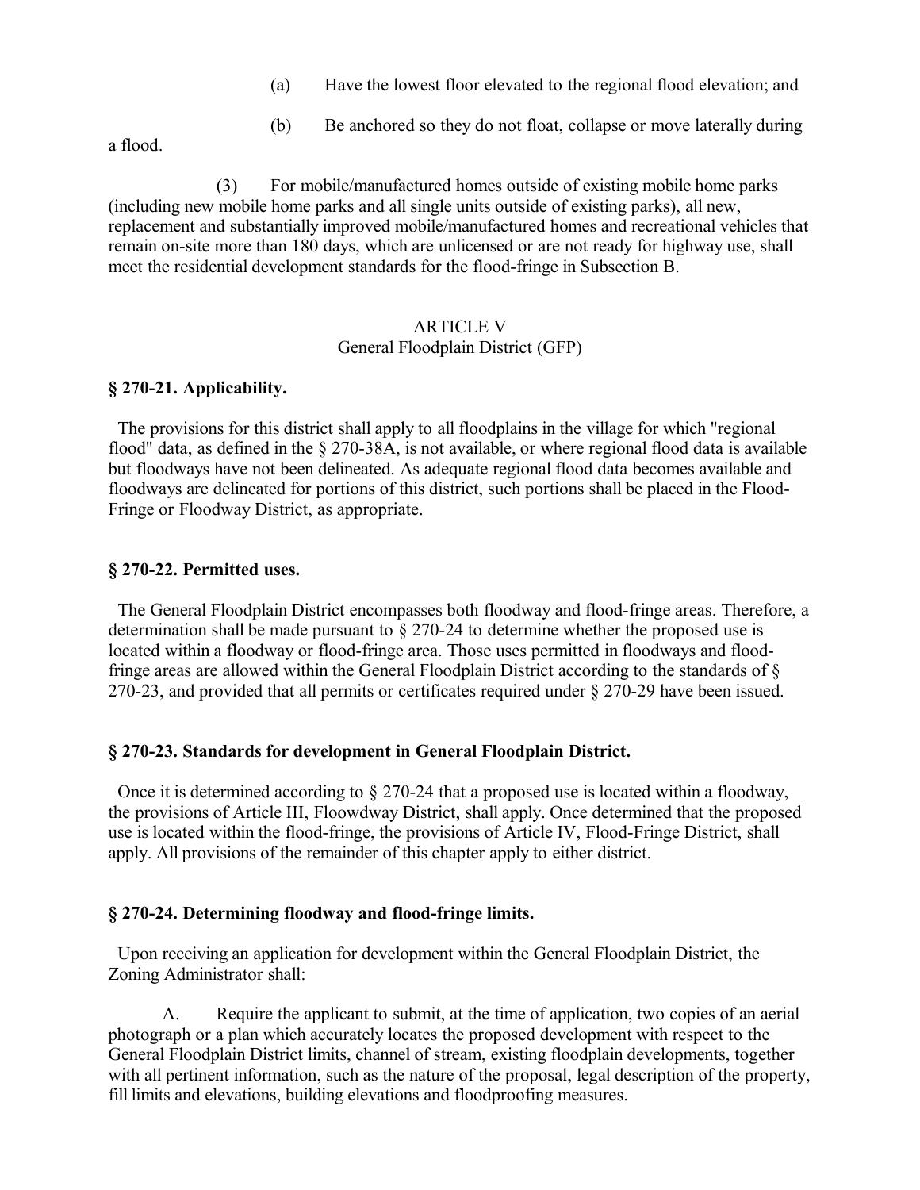(a) Have the lowest floor elevated to the regional flood elevation; and

(b) Be anchored so they do not float, collapse or move laterally during a flood.

(3) For mobile/manufactured homes outside of existing mobile home parks (including new mobile home parks and all single units outside of existing parks), all new, replacement and substantially improved mobile/manufactured homes and recreational vehicles that remain on-site more than 180 days, which are unlicensed or are not ready for highway use, shall meet the residential development standards for the flood-fringe in Subsection B.

## ARTICLE V
## General Floodplain District (GFP)

### § 270-21. Applicability.

The provisions for this district shall apply to all floodplains in the village for which "regional flood" data, as defined in the § 270-38A, is not available, or where regional flood data is available but floodways have not been delineated. As adequate regional flood data becomes available and floodways are delineated for portions of this district, such portions shall be placed in the Flood-Fringe or Floodway District, as appropriate.

### § 270-22. Permitted uses.

The General Floodplain District encompasses both floodway and flood-fringe areas. Therefore, a determination shall be made pursuant to § 270-24 to determine whether the proposed use is located within a floodway or flood-fringe area. Those uses permitted in floodways and flood-fringe areas are allowed within the General Floodplain District according to the standards of § 270-23, and provided that all permits or certificates required under § 270-29 have been issued.

### § 270-23. Standards for development in General Floodplain District.

Once it is determined according to § 270-24 that a proposed use is located within a floodway, the provisions of Article III, Floowdway District, shall apply. Once determined that the proposed use is located within the flood-fringe, the provisions of Article IV, Flood-Fringe District, shall apply. All provisions of the remainder of this chapter apply to either district.

### § 270-24. Determining floodway and flood-fringe limits.

Upon receiving an application for development within the General Floodplain District, the Zoning Administrator shall:

A. Require the applicant to submit, at the time of application, two copies of an aerial photograph or a plan which accurately locates the proposed development with respect to the General Floodplain District limits, channel of stream, existing floodplain developments, together with all pertinent information, such as the nature of the proposal, legal description of the property, fill limits and elevations, building elevations and floodproofing measures.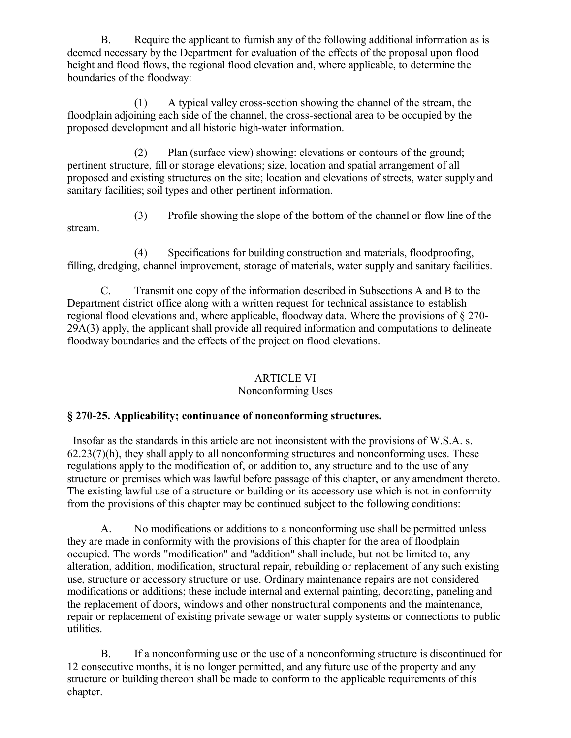B. Require the applicant to furnish any of the following additional information as is deemed necessary by the Department for evaluation of the effects of the proposal upon flood height and flood flows, the regional flood elevation and, where applicable, to determine the boundaries of the floodway:

(1) A typical valley cross-section showing the channel of the stream, the floodplain adjoining each side of the channel, the cross-sectional area to be occupied by the proposed development and all historic high-water information.

(2) Plan (surface view) showing: elevations or contours of the ground; pertinent structure, fill or storage elevations; size, location and spatial arrangement of all proposed and existing structures on the site; location and elevations of streets, water supply and sanitary facilities; soil types and other pertinent information.

(3) Profile showing the slope of the bottom of the channel or flow line of the stream.

(4) Specifications for building construction and materials, floodproofing, filling, dredging, channel improvement, storage of materials, water supply and sanitary facilities.

C. Transmit one copy of the information described in Subsections A and B to the Department district office along with a written request for technical assistance to establish regional flood elevations and, where applicable, floodway data. Where the provisions of § 270-29A(3) apply, the applicant shall provide all required information and computations to delineate floodway boundaries and the effects of the project on flood elevations.

## ARTICLE VI
## Nonconforming Uses

### § 270-25. Applicability; continuance of nonconforming structures.

Insofar as the standards in this article are not inconsistent with the provisions of W.S.A. s. 62.23(7)(h), they shall apply to all nonconforming structures and nonconforming uses. These regulations apply to the modification of, or addition to, any structure and to the use of any structure or premises which was lawful before passage of this chapter, or any amendment thereto. The existing lawful use of a structure or building or its accessory use which is not in conformity from the provisions of this chapter may be continued subject to the following conditions:

A. No modifications or additions to a nonconforming use shall be permitted unless they are made in conformity with the provisions of this chapter for the area of floodplain occupied. The words "modification" and "addition" shall include, but not be limited to, any alteration, addition, modification, structural repair, rebuilding or replacement of any such existing use, structure or accessory structure or use. Ordinary maintenance repairs are not considered modifications or additions; these include internal and external painting, decorating, paneling and the replacement of doors, windows and other nonstructural components and the maintenance, repair or replacement of existing private sewage or water supply systems or connections to public utilities.

B. If a nonconforming use or the use of a nonconforming structure is discontinued for 12 consecutive months, it is no longer permitted, and any future use of the property and any structure or building thereon shall be made to conform to the applicable requirements of this chapter.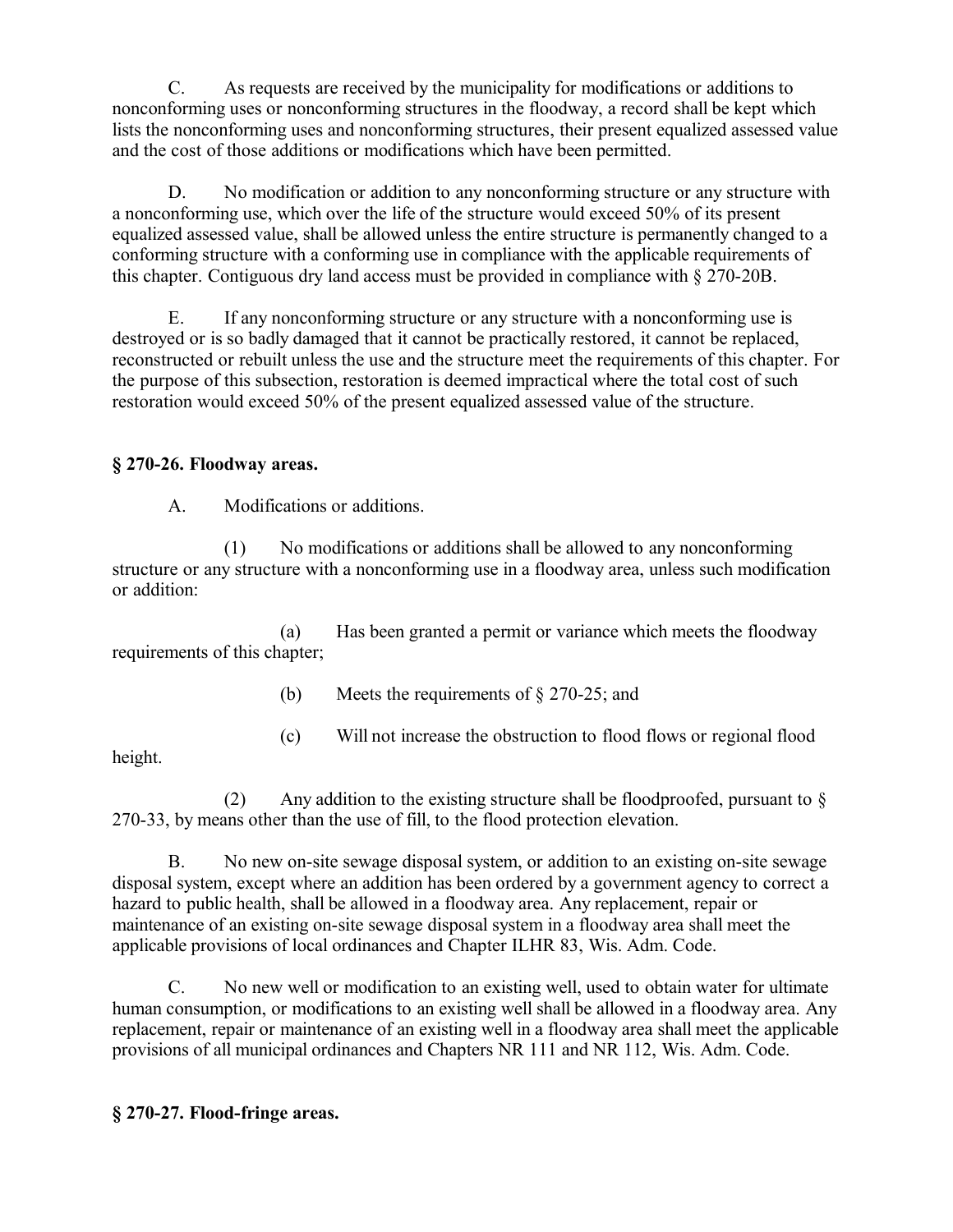C. As requests are received by the municipality for modifications or additions to nonconforming uses or nonconforming structures in the floodway, a record shall be kept which lists the nonconforming uses and nonconforming structures, their present equalized assessed value and the cost of those additions or modifications which have been permitted.

D. No modification or addition to any nonconforming structure or any structure with a nonconforming use, which over the life of the structure would exceed 50% of its present equalized assessed value, shall be allowed unless the entire structure is permanently changed to a conforming structure with a conforming use in compliance with the applicable requirements of this chapter. Contiguous dry land access must be provided in compliance with § 270-20B.

E. If any nonconforming structure or any structure with a nonconforming use is destroyed or is so badly damaged that it cannot be practically restored, it cannot be replaced, reconstructed or rebuilt unless the use and the structure meet the requirements of this chapter. For the purpose of this subsection, restoration is deemed impractical where the total cost of such restoration would exceed 50% of the present equalized assessed value of the structure.

**§ 270-26. Floodway areas.**

A. Modifications or additions.

(1) No modifications or additions shall be allowed to any nonconforming structure or any structure with a nonconforming use in a floodway area, unless such modification or addition:

(a) Has been granted a permit or variance which meets the floodway requirements of this chapter;

(b) Meets the requirements of § 270-25; and

(c) Will not increase the obstruction to flood flows or regional flood height.

(2) Any addition to the existing structure shall be floodproofed, pursuant to § 270-33, by means other than the use of fill, to the flood protection elevation.

B. No new on-site sewage disposal system, or addition to an existing on-site sewage disposal system, except where an addition has been ordered by a government agency to correct a hazard to public health, shall be allowed in a floodway area. Any replacement, repair or maintenance of an existing on-site sewage disposal system in a floodway area shall meet the applicable provisions of local ordinances and Chapter ILHR 83, Wis. Adm. Code.

C. No new well or modification to an existing well, used to obtain water for ultimate human consumption, or modifications to an existing well shall be allowed in a floodway area. Any replacement, repair or maintenance of an existing well in a floodway area shall meet the applicable provisions of all municipal ordinances and Chapters NR 111 and NR 112, Wis. Adm. Code.

**§ 270-27. Flood-fringe areas.**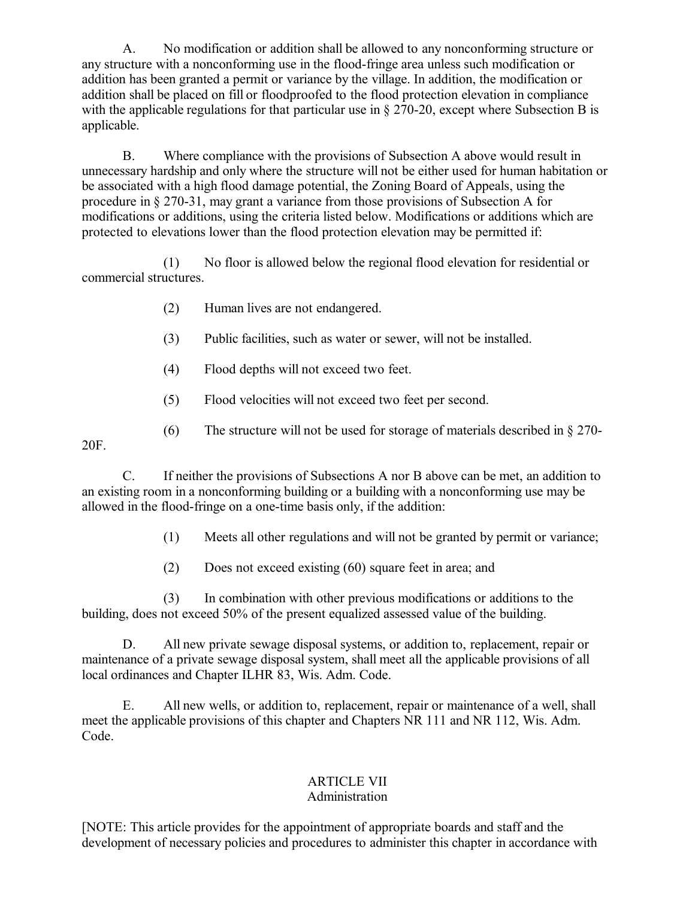A. No modification or addition shall be allowed to any nonconforming structure or any structure with a nonconforming use in the flood-fringe area unless such modification or addition has been granted a permit or variance by the village. In addition, the modification or addition shall be placed on fill or floodproofed to the flood protection elevation in compliance with the applicable regulations for that particular use in § 270-20, except where Subsection B is applicable.

B. Where compliance with the provisions of Subsection A above would result in unnecessary hardship and only where the structure will not be either used for human habitation or be associated with a high flood damage potential, the Zoning Board of Appeals, using the procedure in § 270-31, may grant a variance from those provisions of Subsection A for modifications or additions, using the criteria listed below. Modifications or additions which are protected to elevations lower than the flood protection elevation may be permitted if:

(1) No floor is allowed below the regional flood elevation for residential or commercial structures.

(2) Human lives are not endangered.

(3) Public facilities, such as water or sewer, will not be installed.

(4) Flood depths will not exceed two feet.

(5) Flood velocities will not exceed two feet per second.

(6) The structure will not be used for storage of materials described in § 270-20F.

C. If neither the provisions of Subsections A nor B above can be met, an addition to an existing room in a nonconforming building or a building with a nonconforming use may be allowed in the flood-fringe on a one-time basis only, if the addition:

(1) Meets all other regulations and will not be granted by permit or variance;

(2) Does not exceed existing (60) square feet in area; and

(3) In combination with other previous modifications or additions to the building, does not exceed 50% of the present equalized assessed value of the building.

D. All new private sewage disposal systems, or addition to, replacement, repair or maintenance of a private sewage disposal system, shall meet all the applicable provisions of all local ordinances and Chapter ILHR 83, Wis. Adm. Code.

E. All new wells, or addition to, replacement, repair or maintenance of a well, shall meet the applicable provisions of this chapter and Chapters NR 111 and NR 112, Wis. Adm. Code.

## ARTICLE VII
## Administration

[NOTE: This article provides for the appointment of appropriate boards and staff and the development of necessary policies and procedures to administer this chapter in accordance with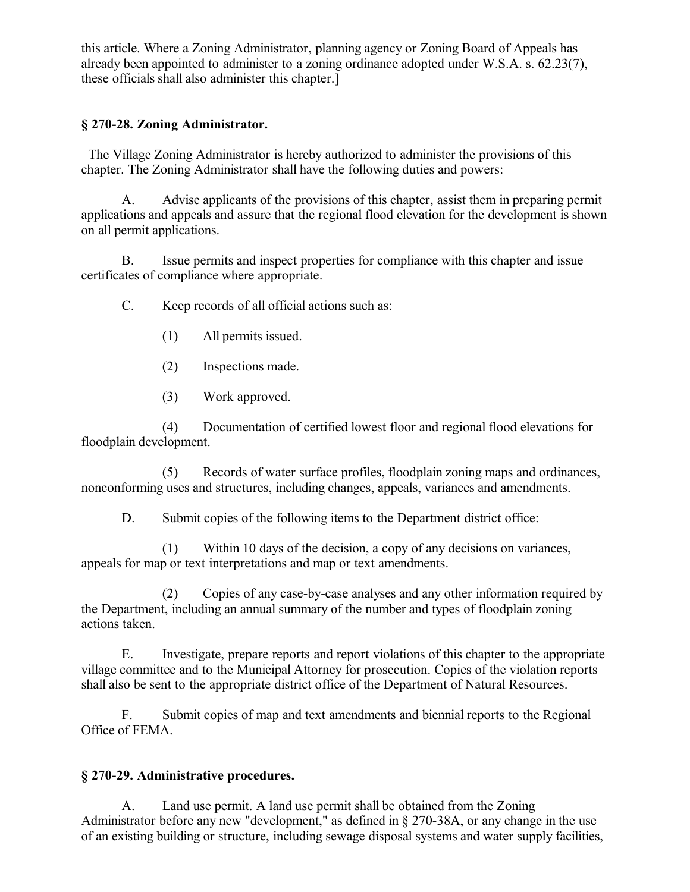this article. Where a Zoning Administrator, planning agency or Zoning Board of Appeals has already been appointed to administer to a zoning ordinance adopted under W.S.A. s. 62.23(7), these officials shall also administer this chapter.]

### § 270-28. Zoning Administrator.

The Village Zoning Administrator is hereby authorized to administer the provisions of this chapter. The Zoning Administrator shall have the following duties and powers:

A. Advise applicants of the provisions of this chapter, assist them in preparing permit applications and appeals and assure that the regional flood elevation for the development is shown on all permit applications.

B. Issue permits and inspect properties for compliance with this chapter and issue certificates of compliance where appropriate.

C. Keep records of all official actions such as:

(1) All permits issued.

(2) Inspections made.

(3) Work approved.

(4) Documentation of certified lowest floor and regional flood elevations for floodplain development.

(5) Records of water surface profiles, floodplain zoning maps and ordinances, nonconforming uses and structures, including changes, appeals, variances and amendments.

D. Submit copies of the following items to the Department district office:

(1) Within 10 days of the decision, a copy of any decisions on variances, appeals for map or text interpretations and map or text amendments.

(2) Copies of any case-by-case analyses and any other information required by the Department, including an annual summary of the number and types of floodplain zoning actions taken.

E. Investigate, prepare reports and report violations of this chapter to the appropriate village committee and to the Municipal Attorney for prosecution. Copies of the violation reports shall also be sent to the appropriate district office of the Department of Natural Resources.

F. Submit copies of map and text amendments and biennial reports to the Regional Office of FEMA.

### § 270-29. Administrative procedures.

A. Land use permit. A land use permit shall be obtained from the Zoning Administrator before any new "development," as defined in § 270-38A, or any change in the use of an existing building or structure, including sewage disposal systems and water supply facilities,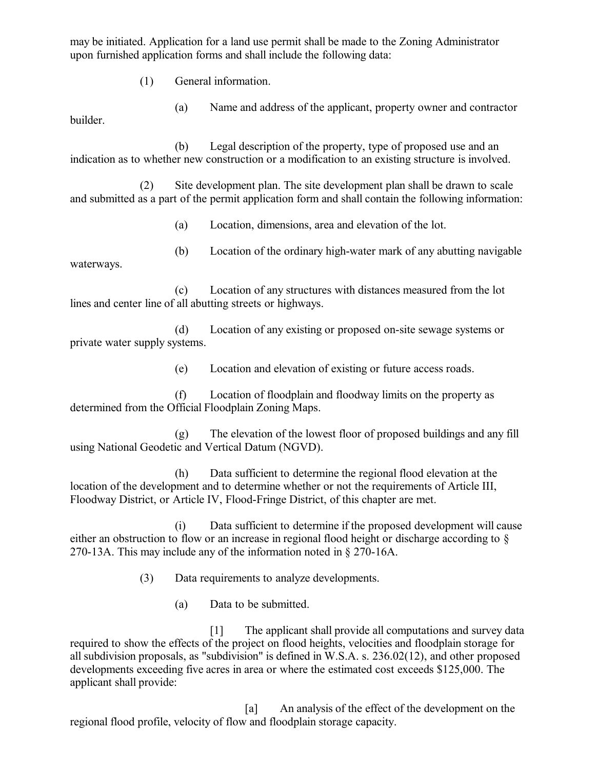may be initiated. Application for a land use permit shall be made to the Zoning Administrator upon furnished application forms and shall include the following data:

(1) General information.

(a) Name and address of the applicant, property owner and contractor builder.

(b) Legal description of the property, type of proposed use and an indication as to whether new construction or a modification to an existing structure is involved.

(2) Site development plan. The site development plan shall be drawn to scale and submitted as a part of the permit application form and shall contain the following information:

(a) Location, dimensions, area and elevation of the lot.

(b) Location of the ordinary high-water mark of any abutting navigable waterways.

(c) Location of any structures with distances measured from the lot lines and center line of all abutting streets or highways.

(d) Location of any existing or proposed on-site sewage systems or private water supply systems.

(e) Location and elevation of existing or future access roads.

(f) Location of floodplain and floodway limits on the property as determined from the Official Floodplain Zoning Maps.

(g) The elevation of the lowest floor of proposed buildings and any fill using National Geodetic and Vertical Datum (NGVD).

(h) Data sufficient to determine the regional flood elevation at the location of the development and to determine whether or not the requirements of Article III, Floodway District, or Article IV, Flood-Fringe District, of this chapter are met.

(i) Data sufficient to determine if the proposed development will cause either an obstruction to flow or an increase in regional flood height or discharge according to § 270-13A. This may include any of the information noted in § 270-16A.

(3) Data requirements to analyze developments.

(a) Data to be submitted.

[1] The applicant shall provide all computations and survey data required to show the effects of the project on flood heights, velocities and floodplain storage for all subdivision proposals, as "subdivision" is defined in W.S.A. s. 236.02(12), and other proposed developments exceeding five acres in area or where the estimated cost exceeds $125,000. The applicant shall provide:

[a] An analysis of the effect of the development on the regional flood profile, velocity of flow and floodplain storage capacity.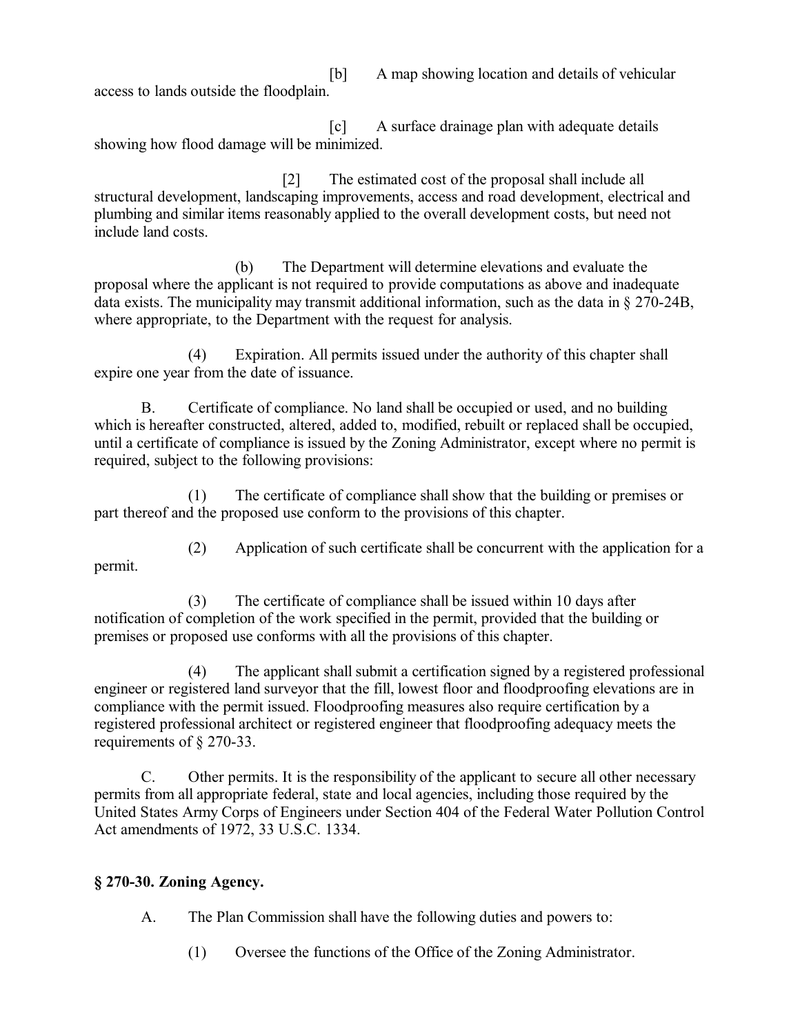[b] A map showing location and details of vehicular access to lands outside the floodplain.

[c] A surface drainage plan with adequate details showing how flood damage will be minimized.

[2] The estimated cost of the proposal shall include all structural development, landscaping improvements, access and road development, electrical and plumbing and similar items reasonably applied to the overall development costs, but need not include land costs.

(b) The Department will determine elevations and evaluate the proposal where the applicant is not required to provide computations as above and inadequate data exists. The municipality may transmit additional information, such as the data in § 270-24B, where appropriate, to the Department with the request for analysis.

(4) Expiration. All permits issued under the authority of this chapter shall expire one year from the date of issuance.

B. Certificate of compliance. No land shall be occupied or used, and no building which is hereafter constructed, altered, added to, modified, rebuilt or replaced shall be occupied, until a certificate of compliance is issued by the Zoning Administrator, except where no permit is required, subject to the following provisions:

(1) The certificate of compliance shall show that the building or premises or part thereof and the proposed use conform to the provisions of this chapter.

(2) Application of such certificate shall be concurrent with the application for a permit.

(3) The certificate of compliance shall be issued within 10 days after notification of completion of the work specified in the permit, provided that the building or premises or proposed use conforms with all the provisions of this chapter.

(4) The applicant shall submit a certification signed by a registered professional engineer or registered land surveyor that the fill, lowest floor and floodproofing elevations are in compliance with the permit issued. Floodproofing measures also require certification by a registered professional architect or registered engineer that floodproofing adequacy meets the requirements of § 270-33.

C. Other permits. It is the responsibility of the applicant to secure all other necessary permits from all appropriate federal, state and local agencies, including those required by the United States Army Corps of Engineers under Section 404 of the Federal Water Pollution Control Act amendments of 1972, 33 U.S.C. 1334.

### § 270-30. Zoning Agency.

A. The Plan Commission shall have the following duties and powers to:

(1) Oversee the functions of the Office of the Zoning Administrator.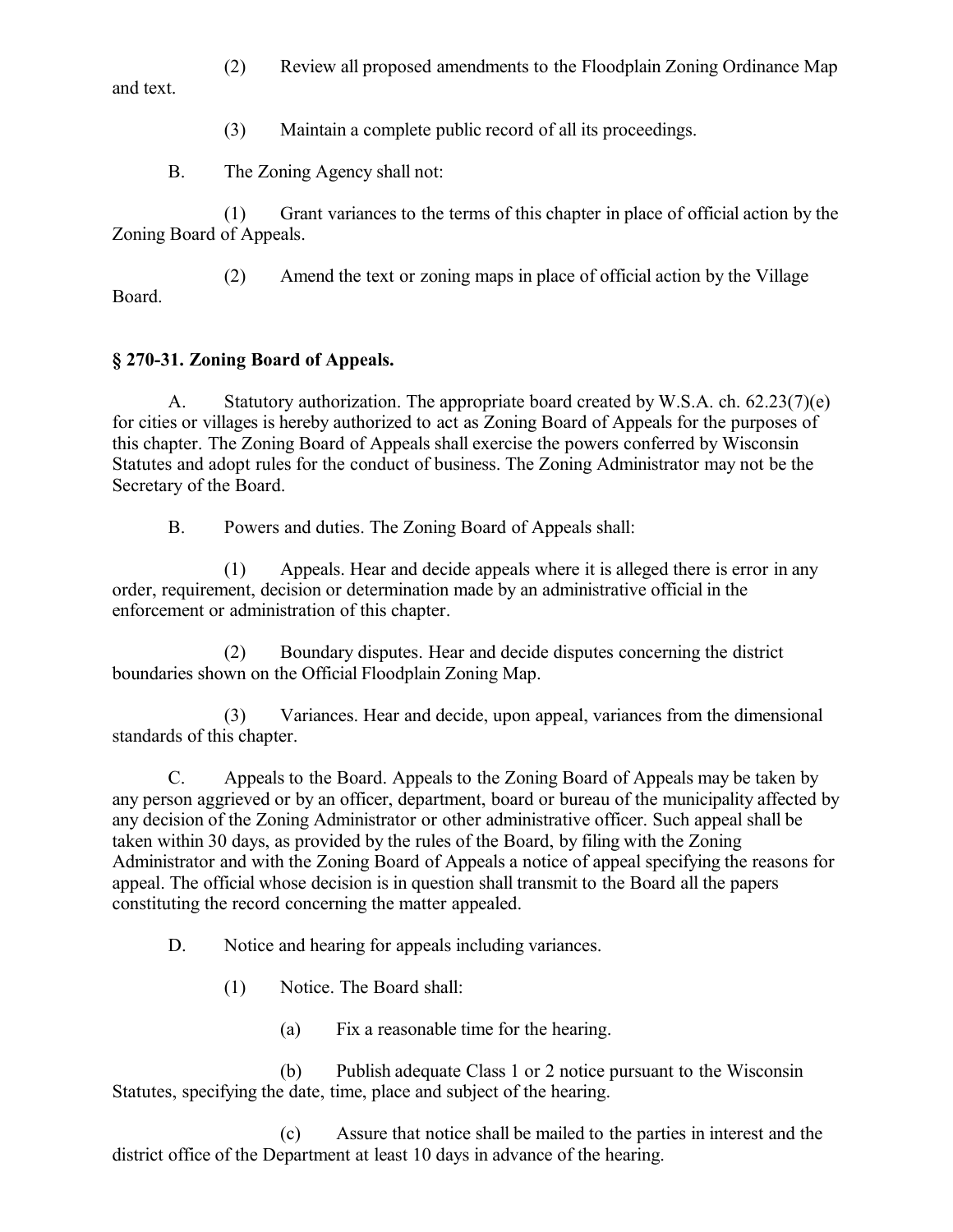(2) Review all proposed amendments to the Floodplain Zoning Ordinance Map and text.

(3) Maintain a complete public record of all its proceedings.

B. The Zoning Agency shall not:

(1) Grant variances to the terms of this chapter in place of official action by the Zoning Board of Appeals.

(2) Amend the text or zoning maps in place of official action by the Village Board.

**§ 270-31. Zoning Board of Appeals.**

A. Statutory authorization. The appropriate board created by W.S.A. ch. 62.23(7)(e) for cities or villages is hereby authorized to act as Zoning Board of Appeals for the purposes of this chapter. The Zoning Board of Appeals shall exercise the powers conferred by Wisconsin Statutes and adopt rules for the conduct of business. The Zoning Administrator may not be the Secretary of the Board.

B. Powers and duties. The Zoning Board of Appeals shall:

(1) Appeals. Hear and decide appeals where it is alleged there is error in any order, requirement, decision or determination made by an administrative official in the enforcement or administration of this chapter.

(2) Boundary disputes. Hear and decide disputes concerning the district boundaries shown on the Official Floodplain Zoning Map.

(3) Variances. Hear and decide, upon appeal, variances from the dimensional standards of this chapter.

C. Appeals to the Board. Appeals to the Zoning Board of Appeals may be taken by any person aggrieved or by an officer, department, board or bureau of the municipality affected by any decision of the Zoning Administrator or other administrative officer. Such appeal shall be taken within 30 days, as provided by the rules of the Board, by filing with the Zoning Administrator and with the Zoning Board of Appeals a notice of appeal specifying the reasons for appeal. The official whose decision is in question shall transmit to the Board all the papers constituting the record concerning the matter appealed.

D. Notice and hearing for appeals including variances.

(1) Notice. The Board shall:

(a) Fix a reasonable time for the hearing.

(b) Publish adequate Class 1 or 2 notice pursuant to the Wisconsin Statutes, specifying the date, time, place and subject of the hearing.

(c) Assure that notice shall be mailed to the parties in interest and the district office of the Department at least 10 days in advance of the hearing.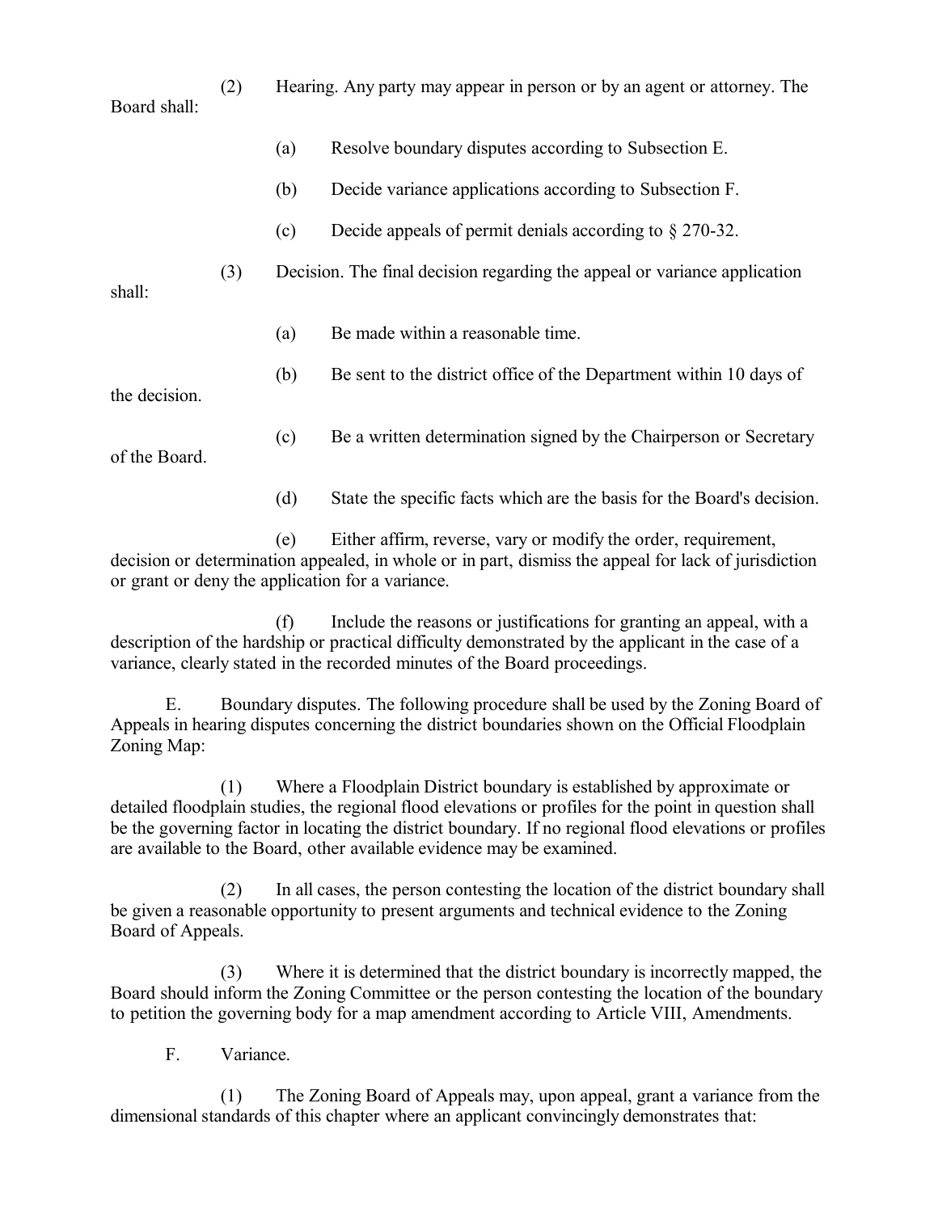(2) Hearing. Any party may appear in person or by an agent or attorney. The Board shall:

(a) Resolve boundary disputes according to Subsection E.

(b) Decide variance applications according to Subsection F.

(c) Decide appeals of permit denials according to § 270-32.

(3) Decision. The final decision regarding the appeal or variance application shall:

(a) Be made within a reasonable time.

(b) Be sent to the district office of the Department within 10 days of the decision.

(c) Be a written determination signed by the Chairperson or Secretary of the Board.

(d) State the specific facts which are the basis for the Board's decision.

(e) Either affirm, reverse, vary or modify the order, requirement, decision or determination appealed, in whole or in part, dismiss the appeal for lack of jurisdiction or grant or deny the application for a variance.

(f) Include the reasons or justifications for granting an appeal, with a description of the hardship or practical difficulty demonstrated by the applicant in the case of a variance, clearly stated in the recorded minutes of the Board proceedings.

E. Boundary disputes. The following procedure shall be used by the Zoning Board of Appeals in hearing disputes concerning the district boundaries shown on the Official Floodplain Zoning Map:

(1) Where a Floodplain District boundary is established by approximate or detailed floodplain studies, the regional flood elevations or profiles for the point in question shall be the governing factor in locating the district boundary. If no regional flood elevations or profiles are available to the Board, other available evidence may be examined.

(2) In all cases, the person contesting the location of the district boundary shall be given a reasonable opportunity to present arguments and technical evidence to the Zoning Board of Appeals.

(3) Where it is determined that the district boundary is incorrectly mapped, the Board should inform the Zoning Committee or the person contesting the location of the boundary to petition the governing body for a map amendment according to Article VIII, Amendments.

F. Variance.

(1) The Zoning Board of Appeals may, upon appeal, grant a variance from the dimensional standards of this chapter where an applicant convincingly demonstrates that: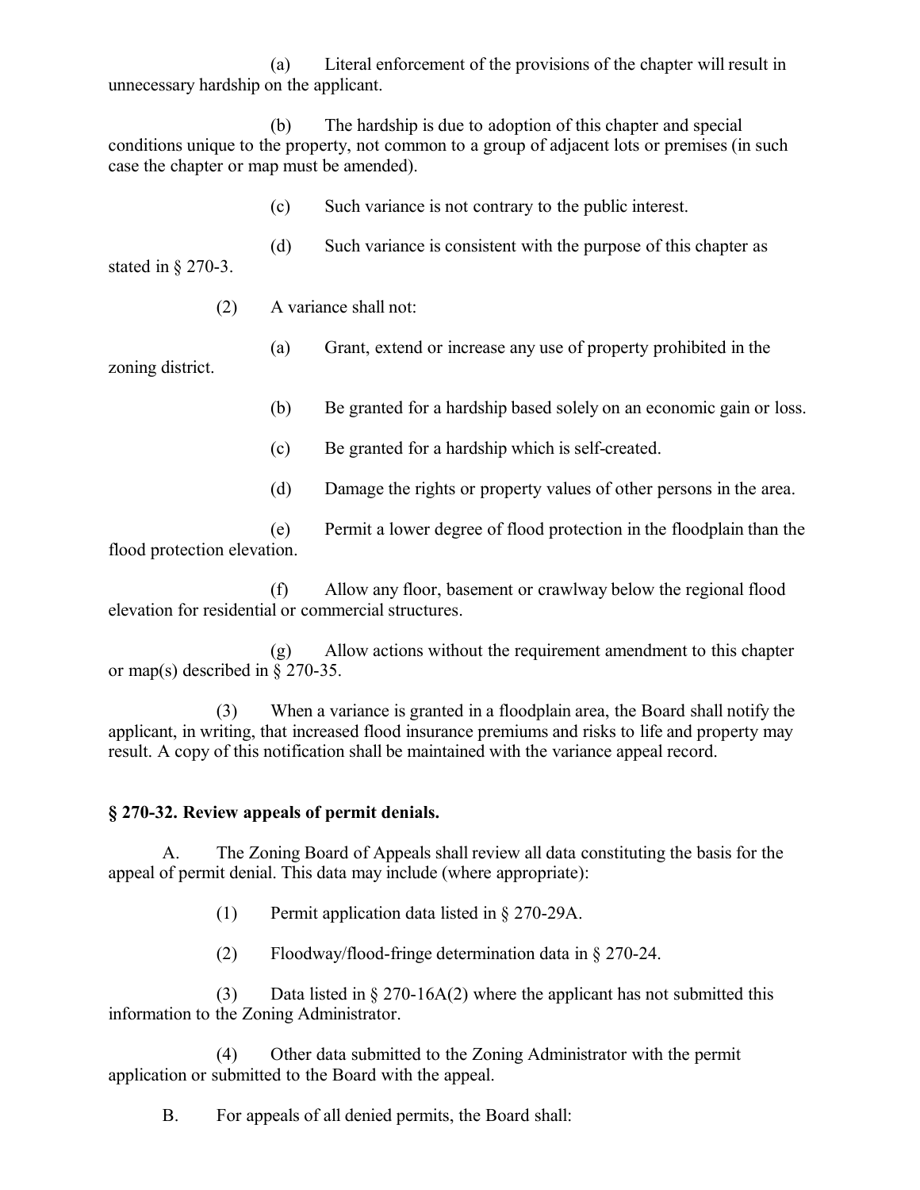(a) Literal enforcement of the provisions of the chapter will result in unnecessary hardship on the applicant.

(b) The hardship is due to adoption of this chapter and special conditions unique to the property, not common to a group of adjacent lots or premises (in such case the chapter or map must be amended).

(c) Such variance is not contrary to the public interest.

(d) Such variance is consistent with the purpose of this chapter as stated in § 270-3.

(2) A variance shall not:

(a) Grant, extend or increase any use of property prohibited in the zoning district.

(b) Be granted for a hardship based solely on an economic gain or loss.

(c) Be granted for a hardship which is self-created.

(d) Damage the rights or property values of other persons in the area.

(e) Permit a lower degree of flood protection in the floodplain than the flood protection elevation.

(f) Allow any floor, basement or crawlway below the regional flood elevation for residential or commercial structures.

(g) Allow actions without the requirement amendment to this chapter or map(s) described in § 270-35.

(3) When a variance is granted in a floodplain area, the Board shall notify the applicant, in writing, that increased flood insurance premiums and risks to life and property may result. A copy of this notification shall be maintained with the variance appeal record.

### § 270-32. Review appeals of permit denials.

A. The Zoning Board of Appeals shall review all data constituting the basis for the appeal of permit denial. This data may include (where appropriate):

(1) Permit application data listed in § 270-29A.

(2) Floodway/flood-fringe determination data in § 270-24.

(3) Data listed in § 270-16A(2) where the applicant has not submitted this information to the Zoning Administrator.

(4) Other data submitted to the Zoning Administrator with the permit application or submitted to the Board with the appeal.

B. For appeals of all denied permits, the Board shall: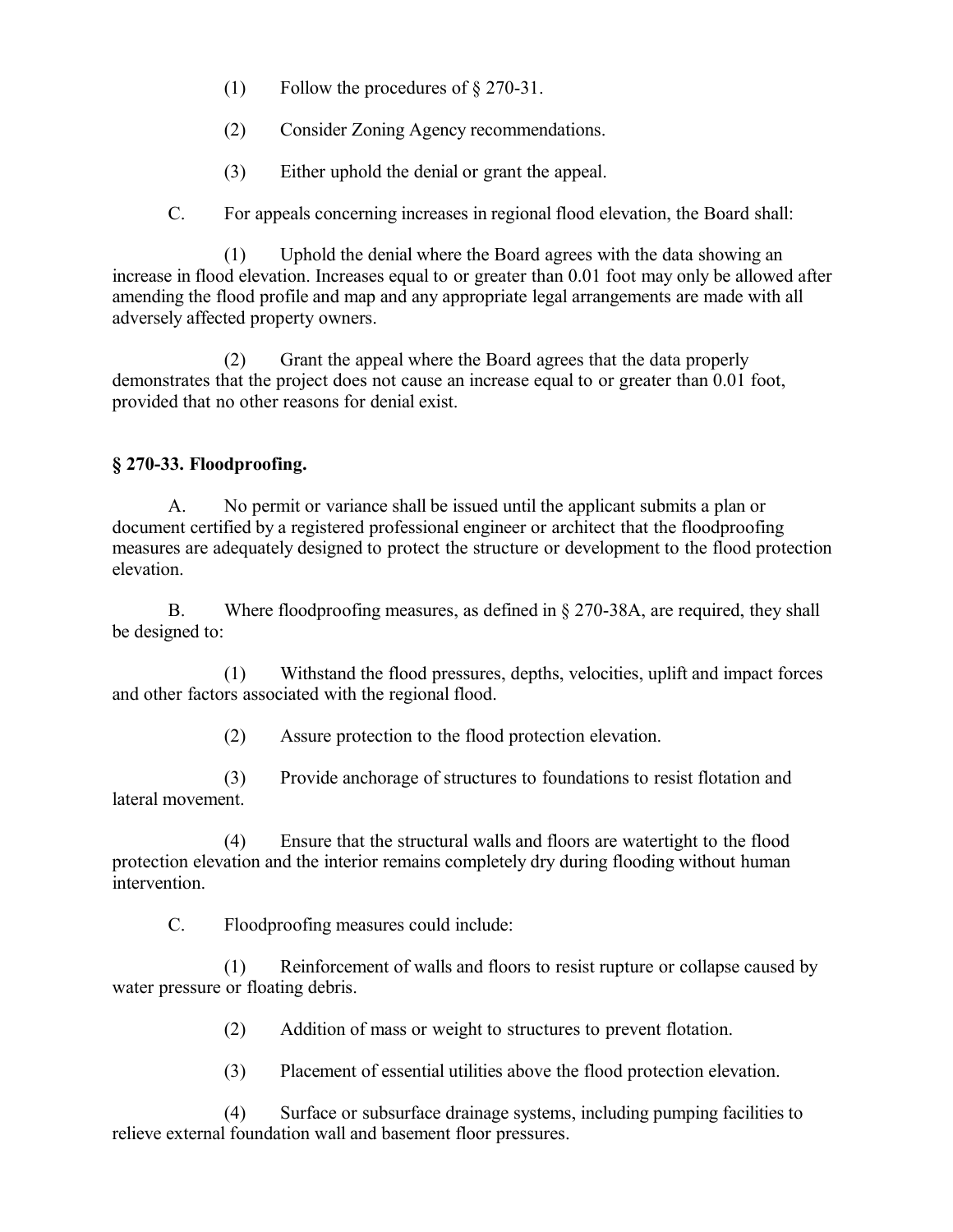(1) Follow the procedures of § 270-31.

(2) Consider Zoning Agency recommendations.

(3) Either uphold the denial or grant the appeal.

C. For appeals concerning increases in regional flood elevation, the Board shall:

(1) Uphold the denial where the Board agrees with the data showing an increase in flood elevation. Increases equal to or greater than 0.01 foot may only be allowed after amending the flood profile and map and any appropriate legal arrangements are made with all adversely affected property owners.

(2) Grant the appeal where the Board agrees that the data properly demonstrates that the project does not cause an increase equal to or greater than 0.01 foot, provided that no other reasons for denial exist.

**§ 270-33. Floodproofing.**

A. No permit or variance shall be issued until the applicant submits a plan or document certified by a registered professional engineer or architect that the floodproofing measures are adequately designed to protect the structure or development to the flood protection elevation.

B. Where floodproofing measures, as defined in § 270-38A, are required, they shall be designed to:

(1) Withstand the flood pressures, depths, velocities, uplift and impact forces and other factors associated with the regional flood.

(2) Assure protection to the flood protection elevation.

(3) Provide anchorage of structures to foundations to resist flotation and lateral movement.

(4) Ensure that the structural walls and floors are watertight to the flood protection elevation and the interior remains completely dry during flooding without human intervention.

C. Floodproofing measures could include:

(1) Reinforcement of walls and floors to resist rupture or collapse caused by water pressure or floating debris.

(2) Addition of mass or weight to structures to prevent flotation.

(3) Placement of essential utilities above the flood protection elevation.

(4) Surface or subsurface drainage systems, including pumping facilities to relieve external foundation wall and basement floor pressures.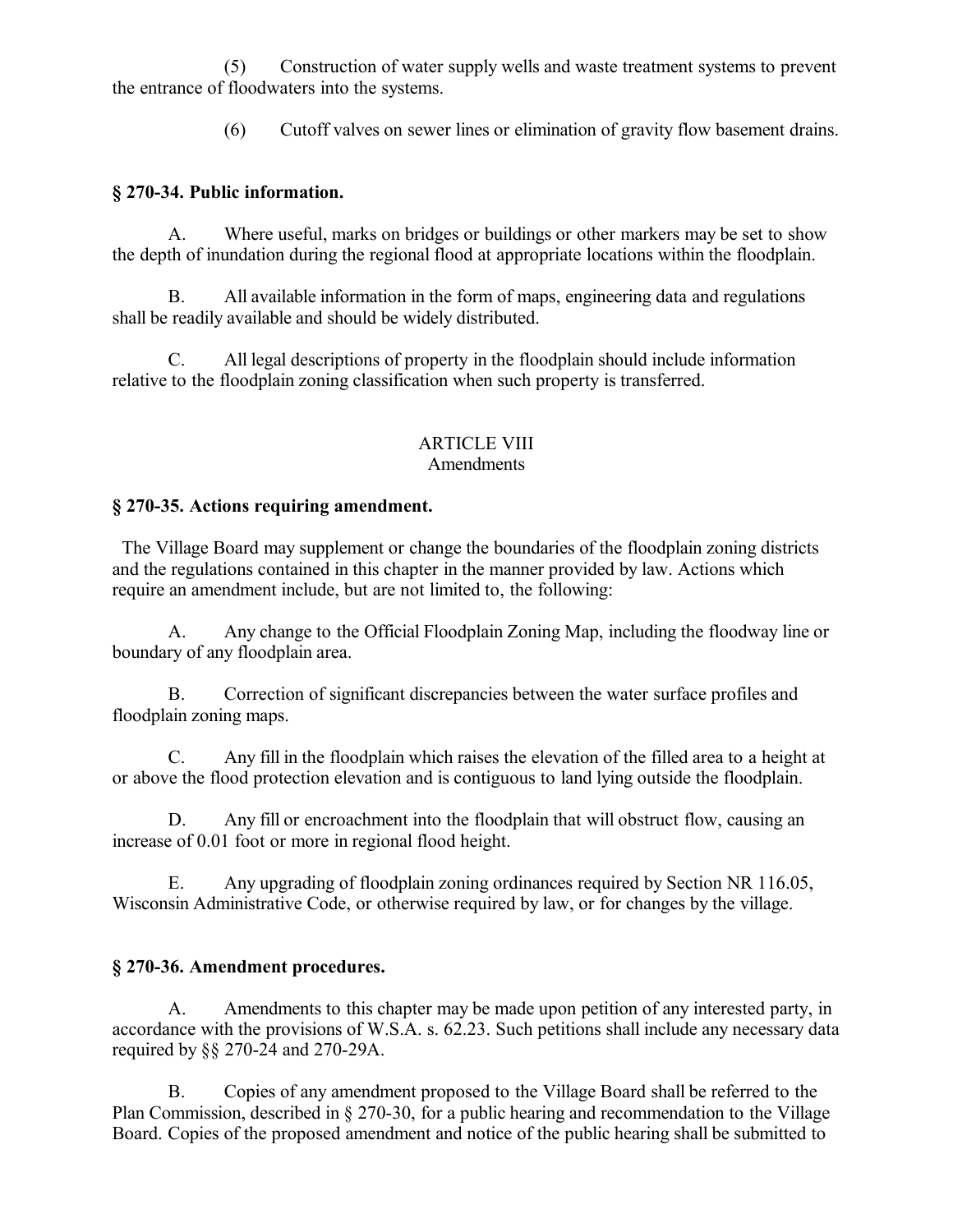(5) Construction of water supply wells and waste treatment systems to prevent the entrance of floodwaters into the systems.

(6) Cutoff valves on sewer lines or elimination of gravity flow basement drains.

### § 270-34. Public information.

A. Where useful, marks on bridges or buildings or other markers may be set to show the depth of inundation during the regional flood at appropriate locations within the floodplain.

B. All available information in the form of maps, engineering data and regulations shall be readily available and should be widely distributed.

C. All legal descriptions of property in the floodplain should include information relative to the floodplain zoning classification when such property is transferred.

## ARTICLE VIII
## Amendments

### § 270-35. Actions requiring amendment.

The Village Board may supplement or change the boundaries of the floodplain zoning districts and the regulations contained in this chapter in the manner provided by law. Actions which require an amendment include, but are not limited to, the following:

A. Any change to the Official Floodplain Zoning Map, including the floodway line or boundary of any floodplain area.

B. Correction of significant discrepancies between the water surface profiles and floodplain zoning maps.

C. Any fill in the floodplain which raises the elevation of the filled area to a height at or above the flood protection elevation and is contiguous to land lying outside the floodplain.

D. Any fill or encroachment into the floodplain that will obstruct flow, causing an increase of 0.01 foot or more in regional flood height.

E. Any upgrading of floodplain zoning ordinances required by Section NR 116.05, Wisconsin Administrative Code, or otherwise required by law, or for changes by the village.

### § 270-36. Amendment procedures.

A. Amendments to this chapter may be made upon petition of any interested party, in accordance with the provisions of W.S.A. s. 62.23. Such petitions shall include any necessary data required by §§ 270-24 and 270-29A.

B. Copies of any amendment proposed to the Village Board shall be referred to the Plan Commission, described in § 270-30, for a public hearing and recommendation to the Village Board. Copies of the proposed amendment and notice of the public hearing shall be submitted to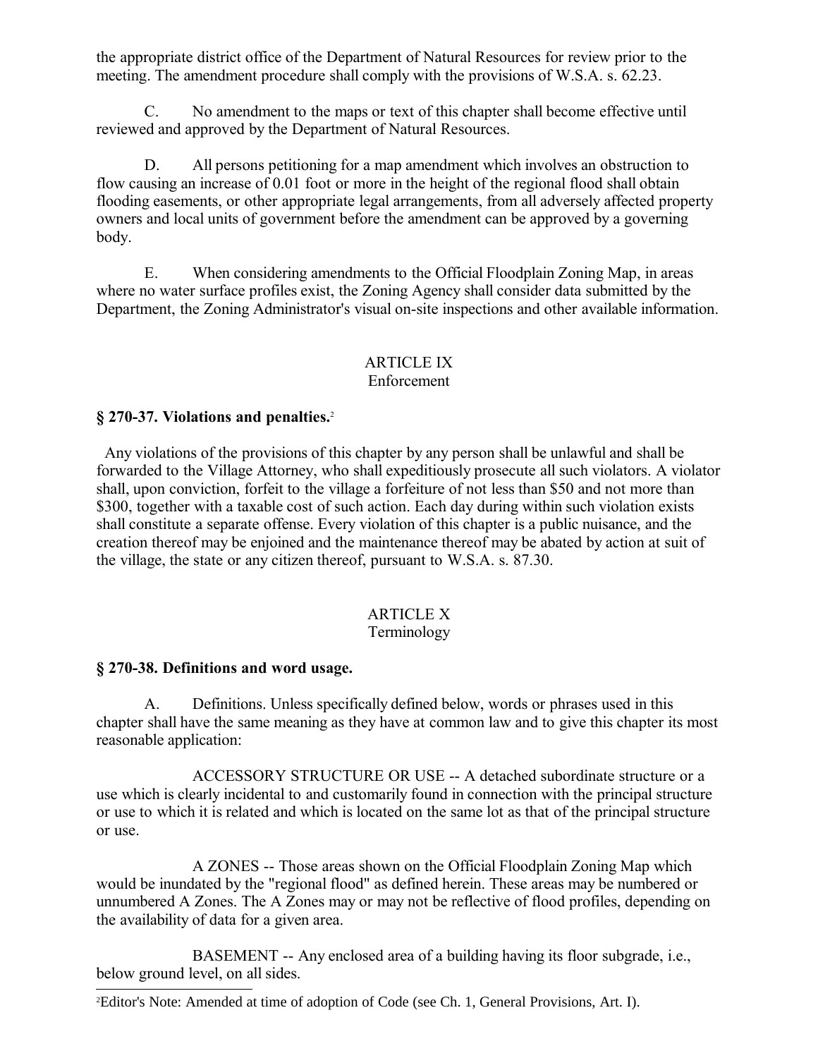the appropriate district office of the Department of Natural Resources for review prior to the meeting. The amendment procedure shall comply with the provisions of W.S.A. s. 62.23.

C. No amendment to the maps or text of this chapter shall become effective until reviewed and approved by the Department of Natural Resources.

D. All persons petitioning for a map amendment which involves an obstruction to flow causing an increase of 0.01 foot or more in the height of the regional flood shall obtain flooding easements, or other appropriate legal arrangements, from all adversely affected property owners and local units of government before the amendment can be approved by a governing body.

E. When considering amendments to the Official Floodplain Zoning Map, in areas where no water surface profiles exist, the Zoning Agency shall consider data submitted by the Department, the Zoning Administrator's visual on-site inspections and other available information.

## ARTICLE IX
## Enforcement

### § 270-37. Violations and penalties.[2]

Any violations of the provisions of this chapter by any person shall be unlawful and shall be forwarded to the Village Attorney, who shall expeditiously prosecute all such violators. A violator shall, upon conviction, forfeit to the village a forfeiture of not less than $50 and not more than $300, together with a taxable cost of such action. Each day during within such violation exists shall constitute a separate offense. Every violation of this chapter is a public nuisance, and the creation thereof may be enjoined and the maintenance thereof may be abated by action at suit of the village, the state or any citizen thereof, pursuant to W.S.A. s. 87.30.

## ARTICLE X
## Terminology

### § 270-38. Definitions and word usage.

A. Definitions. Unless specifically defined below, words or phrases used in this chapter shall have the same meaning as they have at common law and to give this chapter its most reasonable application:

ACCESSORY STRUCTURE OR USE -- A detached subordinate structure or a use which is clearly incidental to and customarily found in connection with the principal structure or use to which it is related and which is located on the same lot as that of the principal structure or use.

A ZONES -- Those areas shown on the Official Floodplain Zoning Map which would be inundated by the "regional flood" as defined herein. These areas may be numbered or unnumbered A Zones. The A Zones may or may not be reflective of flood profiles, depending on the availability of data for a given area.

BASEMENT -- Any enclosed area of a building having its floor subgrade, i.e., below ground level, on all sides.

[2] Editor's Note: Amended at time of adoption of Code (see Ch. 1, General Provisions, Art. I).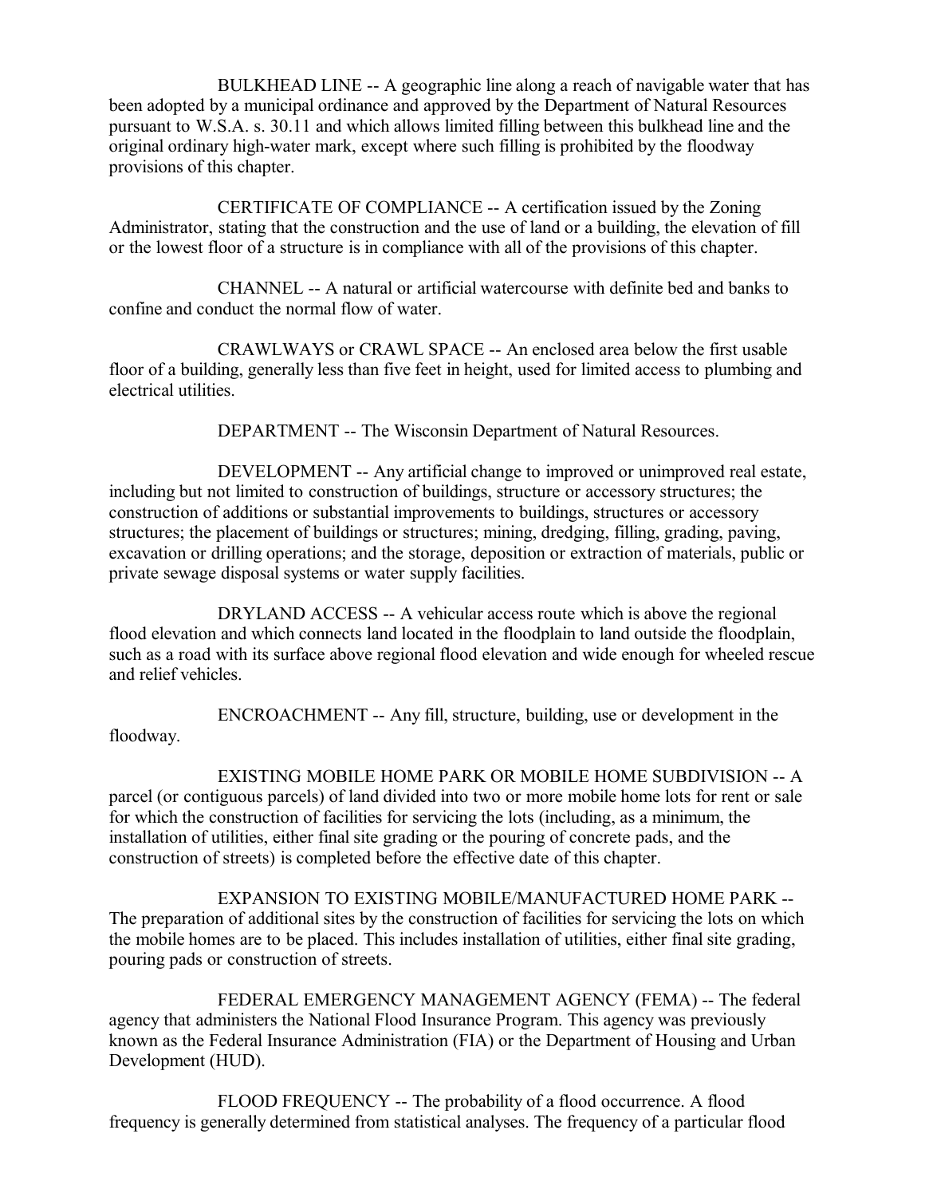BULKHEAD LINE -- A geographic line along a reach of navigable water that has been adopted by a municipal ordinance and approved by the Department of Natural Resources pursuant to W.S.A. s. 30.11 and which allows limited filling between this bulkhead line and the original ordinary high-water mark, except where such filling is prohibited by the floodway provisions of this chapter.

CERTIFICATE OF COMPLIANCE -- A certification issued by the Zoning Administrator, stating that the construction and the use of land or a building, the elevation of fill or the lowest floor of a structure is in compliance with all of the provisions of this chapter.

CHANNEL -- A natural or artificial watercourse with definite bed and banks to confine and conduct the normal flow of water.

CRAWLWAYS or CRAWL SPACE -- An enclosed area below the first usable floor of a building, generally less than five feet in height, used for limited access to plumbing and electrical utilities.

DEPARTMENT -- The Wisconsin Department of Natural Resources.

DEVELOPMENT -- Any artificial change to improved or unimproved real estate, including but not limited to construction of buildings, structure or accessory structures; the construction of additions or substantial improvements to buildings, structures or accessory structures; the placement of buildings or structures; mining, dredging, filling, grading, paving, excavation or drilling operations; and the storage, deposition or extraction of materials, public or private sewage disposal systems or water supply facilities.

DRYLAND ACCESS -- A vehicular access route which is above the regional flood elevation and which connects land located in the floodplain to land outside the floodplain, such as a road with its surface above regional flood elevation and wide enough for wheeled rescue and relief vehicles.

ENCROACHMENT -- Any fill, structure, building, use or development in the floodway.

EXISTING MOBILE HOME PARK OR MOBILE HOME SUBDIVISION -- A parcel (or contiguous parcels) of land divided into two or more mobile home lots for rent or sale for which the construction of facilities for servicing the lots (including, as a minimum, the installation of utilities, either final site grading or the pouring of concrete pads, and the construction of streets) is completed before the effective date of this chapter.

EXPANSION TO EXISTING MOBILE/MANUFACTURED HOME PARK -- The preparation of additional sites by the construction of facilities for servicing the lots on which the mobile homes are to be placed. This includes installation of utilities, either final site grading, pouring pads or construction of streets.

FEDERAL EMERGENCY MANAGEMENT AGENCY (FEMA) -- The federal agency that administers the National Flood Insurance Program. This agency was previously known as the Federal Insurance Administration (FIA) or the Department of Housing and Urban Development (HUD).

FLOOD FREQUENCY -- The probability of a flood occurrence. A flood frequency is generally determined from statistical analyses. The frequency of a particular flood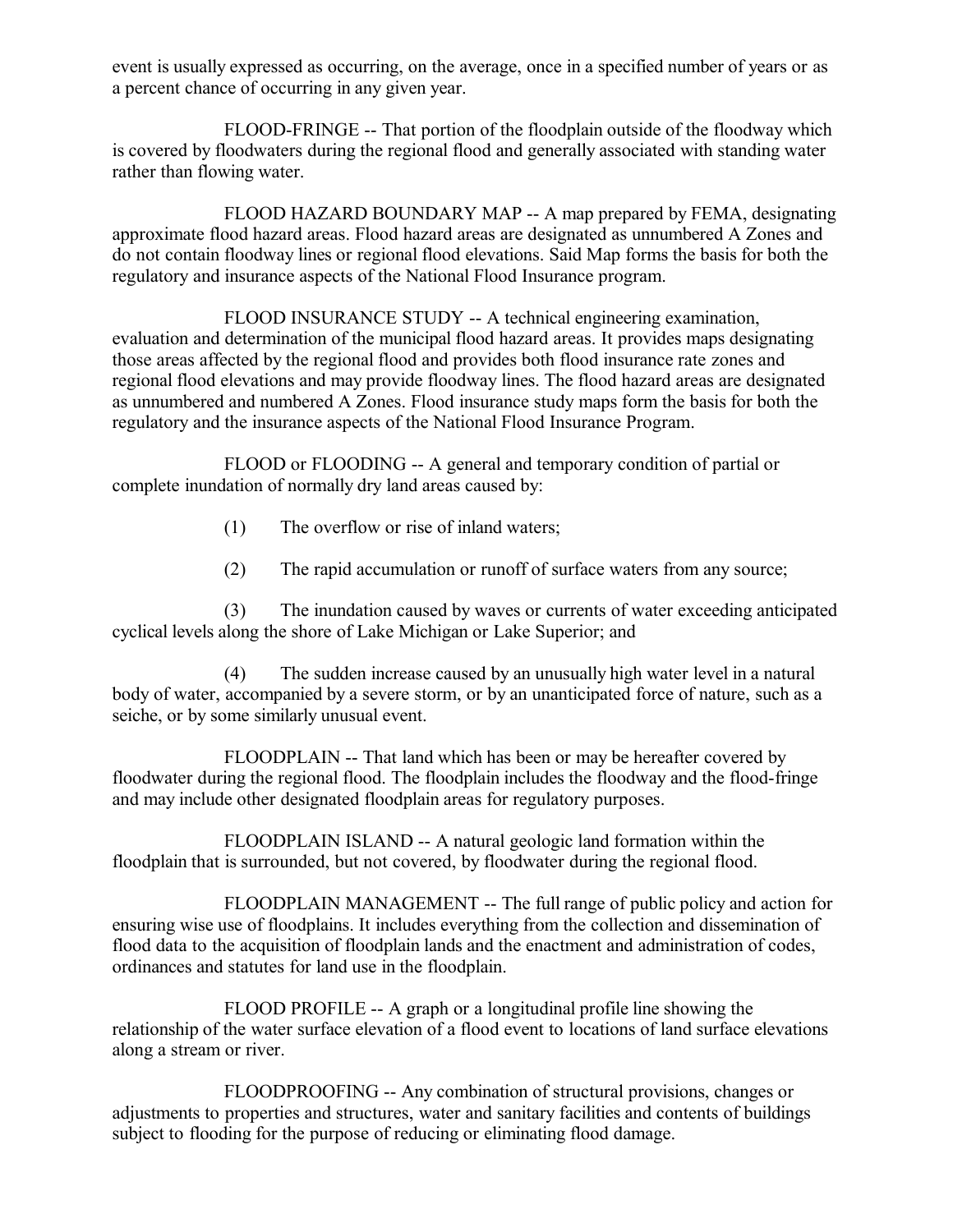event is usually expressed as occurring, on the average, once in a specified number of years or as a percent chance of occurring in any given year.

FLOOD-FRINGE -- That portion of the floodplain outside of the floodway which is covered by floodwaters during the regional flood and generally associated with standing water rather than flowing water.

FLOOD HAZARD BOUNDARY MAP -- A map prepared by FEMA, designating approximate flood hazard areas. Flood hazard areas are designated as unnumbered A Zones and do not contain floodway lines or regional flood elevations. Said Map forms the basis for both the regulatory and insurance aspects of the National Flood Insurance program.

FLOOD INSURANCE STUDY -- A technical engineering examination, evaluation and determination of the municipal flood hazard areas. It provides maps designating those areas affected by the regional flood and provides both flood insurance rate zones and regional flood elevations and may provide floodway lines. The flood hazard areas are designated as unnumbered and numbered A Zones. Flood insurance study maps form the basis for both the regulatory and the insurance aspects of the National Flood Insurance Program.

FLOOD or FLOODING -- A general and temporary condition of partial or complete inundation of normally dry land areas caused by:

(1) The overflow or rise of inland waters;

(2) The rapid accumulation or runoff of surface waters from any source;

(3) The inundation caused by waves or currents of water exceeding anticipated cyclical levels along the shore of Lake Michigan or Lake Superior; and

(4) The sudden increase caused by an unusually high water level in a natural body of water, accompanied by a severe storm, or by an unanticipated force of nature, such as a seiche, or by some similarly unusual event.

FLOODPLAIN -- That land which has been or may be hereafter covered by floodwater during the regional flood. The floodplain includes the floodway and the flood-fringe and may include other designated floodplain areas for regulatory purposes.

FLOODPLAIN ISLAND -- A natural geologic land formation within the floodplain that is surrounded, but not covered, by floodwater during the regional flood.

FLOODPLAIN MANAGEMENT -- The full range of public policy and action for ensuring wise use of floodplains. It includes everything from the collection and dissemination of flood data to the acquisition of floodplain lands and the enactment and administration of codes, ordinances and statutes for land use in the floodplain.

FLOOD PROFILE -- A graph or a longitudinal profile line showing the relationship of the water surface elevation of a flood event to locations of land surface elevations along a stream or river.

FLOODPROOFING -- Any combination of structural provisions, changes or adjustments to properties and structures, water and sanitary facilities and contents of buildings subject to flooding for the purpose of reducing or eliminating flood damage.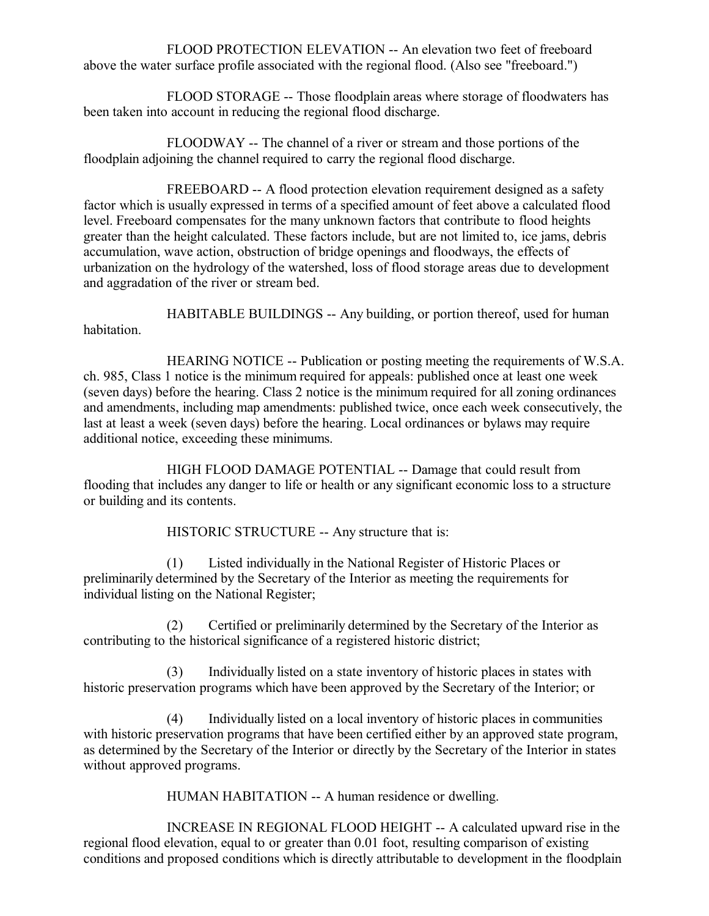FLOOD PROTECTION ELEVATION -- An elevation two feet of freeboard above the water surface profile associated with the regional flood. (Also see "freeboard.")

FLOOD STORAGE -- Those floodplain areas where storage of floodwaters has been taken into account in reducing the regional flood discharge.

FLOODWAY -- The channel of a river or stream and those portions of the floodplain adjoining the channel required to carry the regional flood discharge.

FREEBOARD -- A flood protection elevation requirement designed as a safety factor which is usually expressed in terms of a specified amount of feet above a calculated flood level. Freeboard compensates for the many unknown factors that contribute to flood heights greater than the height calculated. These factors include, but are not limited to, ice jams, debris accumulation, wave action, obstruction of bridge openings and floodways, the effects of urbanization on the hydrology of the watershed, loss of flood storage areas due to development and aggradation of the river or stream bed.

HABITABLE BUILDINGS -- Any building, or portion thereof, used for human habitation.

HEARING NOTICE -- Publication or posting meeting the requirements of W.S.A. ch. 985, Class 1 notice is the minimum required for appeals: published once at least one week (seven days) before the hearing. Class 2 notice is the minimum required for all zoning ordinances and amendments, including map amendments: published twice, once each week consecutively, the last at least a week (seven days) before the hearing. Local ordinances or bylaws may require additional notice, exceeding these minimums.

HIGH FLOOD DAMAGE POTENTIAL -- Damage that could result from flooding that includes any danger to life or health or any significant economic loss to a structure or building and its contents.

HISTORIC STRUCTURE -- Any structure that is:

(1) Listed individually in the National Register of Historic Places or preliminarily determined by the Secretary of the Interior as meeting the requirements for individual listing on the National Register;

(2) Certified or preliminarily determined by the Secretary of the Interior as contributing to the historical significance of a registered historic district;

(3) Individually listed on a state inventory of historic places in states with historic preservation programs which have been approved by the Secretary of the Interior; or

(4) Individually listed on a local inventory of historic places in communities with historic preservation programs that have been certified either by an approved state program, as determined by the Secretary of the Interior or directly by the Secretary of the Interior in states without approved programs.

HUMAN HABITATION -- A human residence or dwelling.

INCREASE IN REGIONAL FLOOD HEIGHT -- A calculated upward rise in the regional flood elevation, equal to or greater than 0.01 foot, resulting comparison of existing conditions and proposed conditions which is directly attributable to development in the floodplain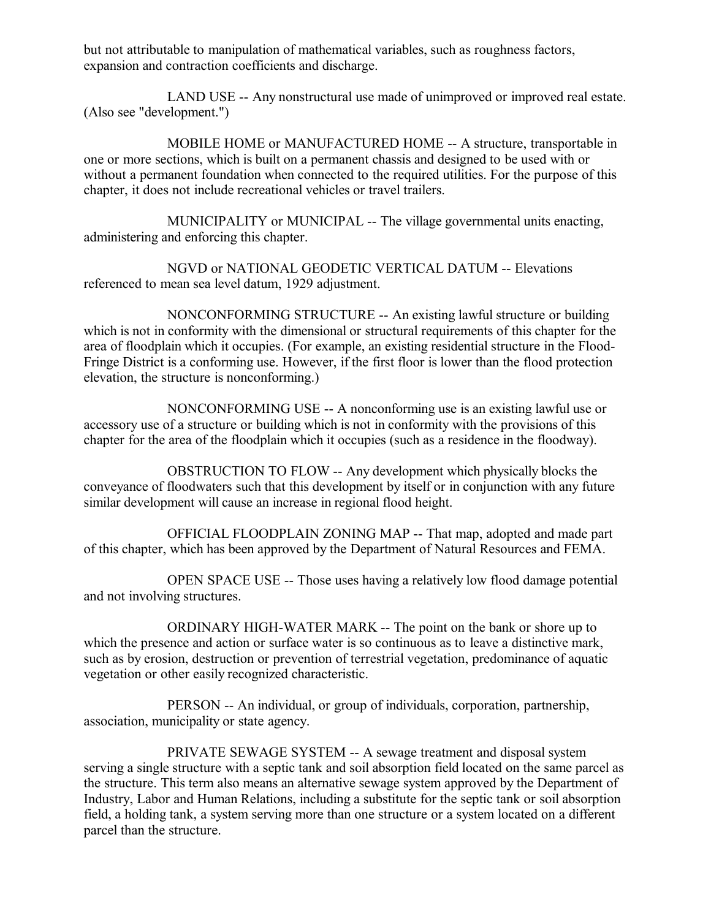but not attributable to manipulation of mathematical variables, such as roughness factors, expansion and contraction coefficients and discharge.

LAND USE -- Any nonstructural use made of unimproved or improved real estate. (Also see "development.")

MOBILE HOME or MANUFACTURED HOME -- A structure, transportable in one or more sections, which is built on a permanent chassis and designed to be used with or without a permanent foundation when connected to the required utilities. For the purpose of this chapter, it does not include recreational vehicles or travel trailers.

MUNICIPALITY or MUNICIPAL -- The village governmental units enacting, administering and enforcing this chapter.

NGVD or NATIONAL GEODETIC VERTICAL DATUM -- Elevations referenced to mean sea level datum, 1929 adjustment.

NONCONFORMING STRUCTURE -- An existing lawful structure or building which is not in conformity with the dimensional or structural requirements of this chapter for the area of floodplain which it occupies. (For example, an existing residential structure in the Flood-Fringe District is a conforming use. However, if the first floor is lower than the flood protection elevation, the structure is nonconforming.)

NONCONFORMING USE -- A nonconforming use is an existing lawful use or accessory use of a structure or building which is not in conformity with the provisions of this chapter for the area of the floodplain which it occupies (such as a residence in the floodway).

OBSTRUCTION TO FLOW -- Any development which physically blocks the conveyance of floodwaters such that this development by itself or in conjunction with any future similar development will cause an increase in regional flood height.

OFFICIAL FLOODPLAIN ZONING MAP -- That map, adopted and made part of this chapter, which has been approved by the Department of Natural Resources and FEMA.

OPEN SPACE USE -- Those uses having a relatively low flood damage potential and not involving structures.

ORDINARY HIGH-WATER MARK -- The point on the bank or shore up to which the presence and action or surface water is so continuous as to leave a distinctive mark, such as by erosion, destruction or prevention of terrestrial vegetation, predominance of aquatic vegetation or other easily recognized characteristic.

PERSON -- An individual, or group of individuals, corporation, partnership, association, municipality or state agency.

PRIVATE SEWAGE SYSTEM -- A sewage treatment and disposal system serving a single structure with a septic tank and soil absorption field located on the same parcel as the structure. This term also means an alternative sewage system approved by the Department of Industry, Labor and Human Relations, including a substitute for the septic tank or soil absorption field, a holding tank, a system serving more than one structure or a system located on a different parcel than the structure.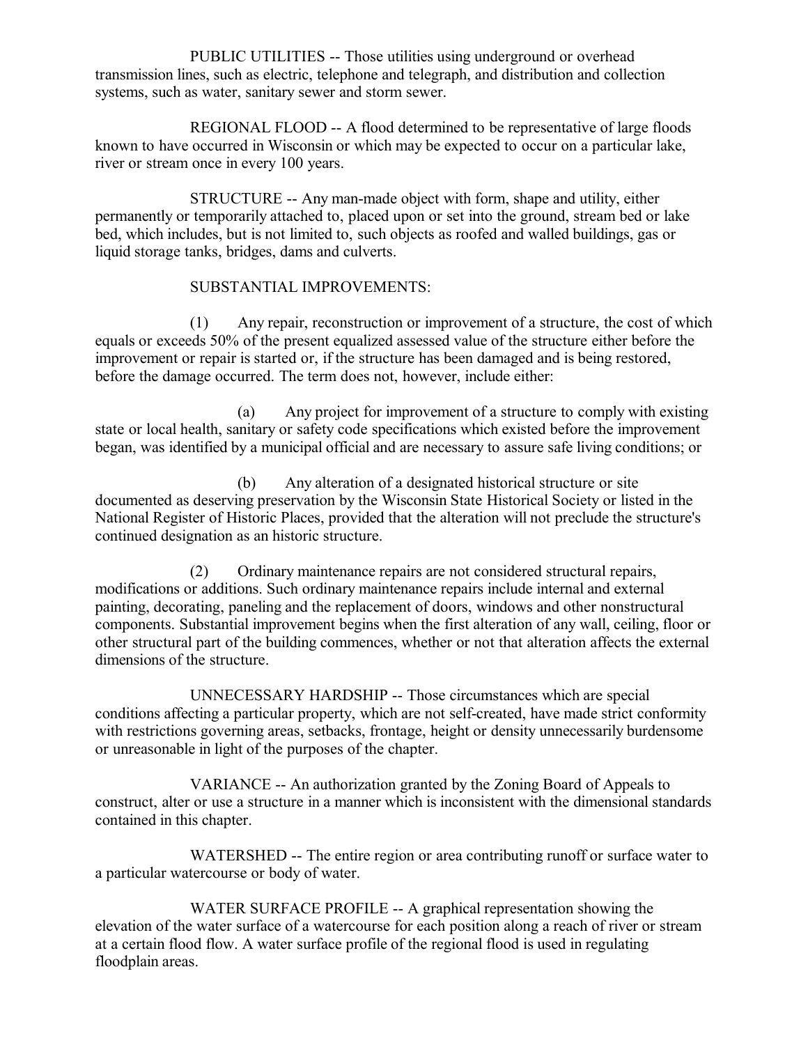PUBLIC UTILITIES -- Those utilities using underground or overhead transmission lines, such as electric, telephone and telegraph, and distribution and collection systems, such as water, sanitary sewer and storm sewer.

REGIONAL FLOOD -- A flood determined to be representative of large floods known to have occurred in Wisconsin or which may be expected to occur on a particular lake, river or stream once in every 100 years.

STRUCTURE -- Any man-made object with form, shape and utility, either permanently or temporarily attached to, placed upon or set into the ground, stream bed or lake bed, which includes, but is not limited to, such objects as roofed and walled buildings, gas or liquid storage tanks, bridges, dams and culverts.

SUBSTANTIAL IMPROVEMENTS:

(1) Any repair, reconstruction or improvement of a structure, the cost of which equals or exceeds 50% of the present equalized assessed value of the structure either before the improvement or repair is started or, if the structure has been damaged and is being restored, before the damage occurred. The term does not, however, include either:

(a) Any project for improvement of a structure to comply with existing state or local health, sanitary or safety code specifications which existed before the improvement began, was identified by a municipal official and are necessary to assure safe living conditions; or

(b) Any alteration of a designated historical structure or site documented as deserving preservation by the Wisconsin State Historical Society or listed in the National Register of Historic Places, provided that the alteration will not preclude the structure's continued designation as an historic structure.

(2) Ordinary maintenance repairs are not considered structural repairs, modifications or additions. Such ordinary maintenance repairs include internal and external painting, decorating, paneling and the replacement of doors, windows and other nonstructural components. Substantial improvement begins when the first alteration of any wall, ceiling, floor or other structural part of the building commences, whether or not that alteration affects the external dimensions of the structure.

UNNECESSARY HARDSHIP -- Those circumstances which are special conditions affecting a particular property, which are not self-created, have made strict conformity with restrictions governing areas, setbacks, frontage, height or density unnecessarily burdensome or unreasonable in light of the purposes of the chapter.

VARIANCE -- An authorization granted by the Zoning Board of Appeals to construct, alter or use a structure in a manner which is inconsistent with the dimensional standards contained in this chapter.

WATERSHED -- The entire region or area contributing runoff or surface water to a particular watercourse or body of water.

WATER SURFACE PROFILE -- A graphical representation showing the elevation of the water surface of a watercourse for each position along a reach of river or stream at a certain flood flow. A water surface profile of the regional flood is used in regulating floodplain areas.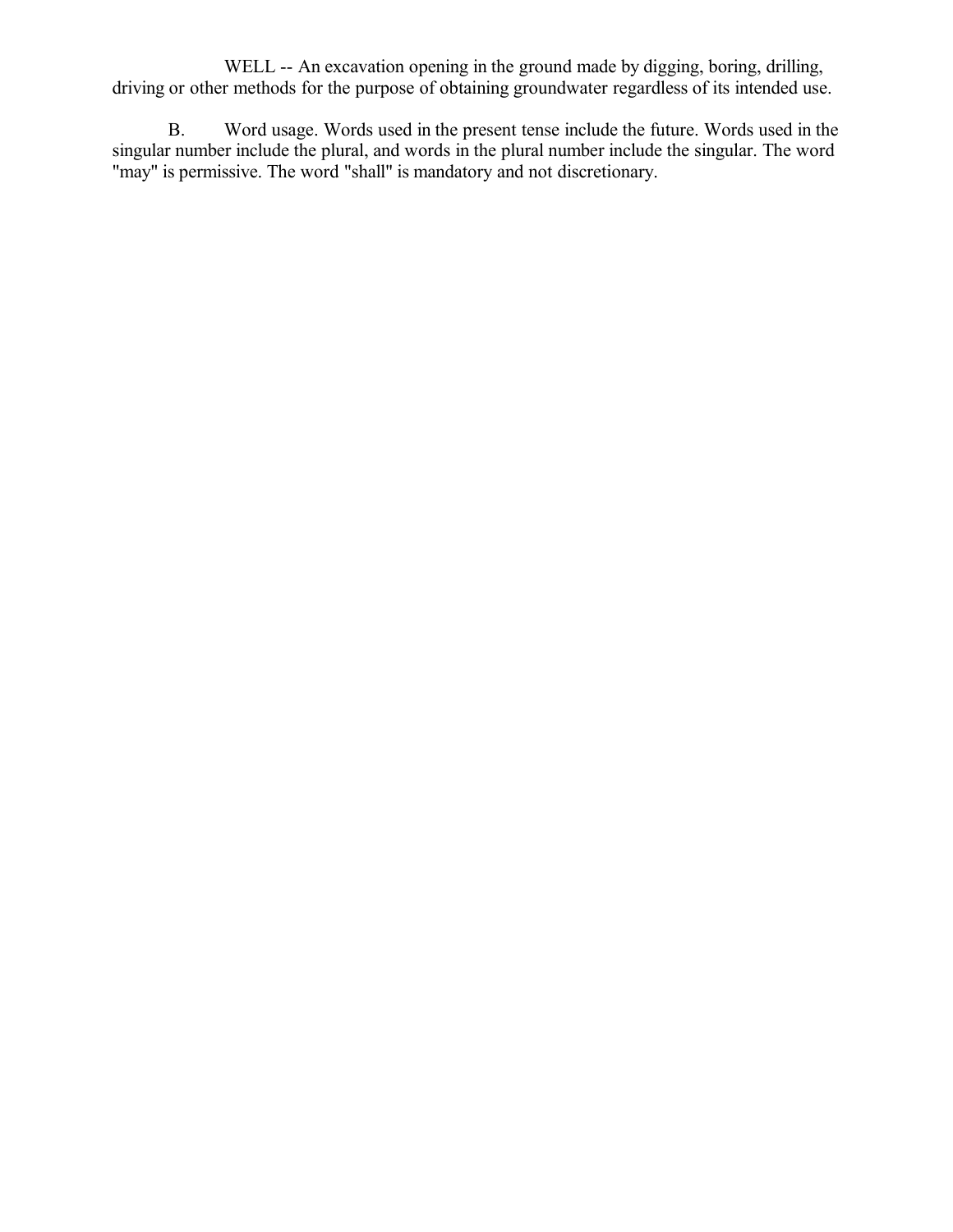WELL -- An excavation opening in the ground made by digging, boring, drilling, driving or other methods for the purpose of obtaining groundwater regardless of its intended use.

B. Word usage. Words used in the present tense include the future. Words used in the singular number include the plural, and words in the plural number include the singular. The word "may" is permissive. The word "shall" is mandatory and not discretionary.